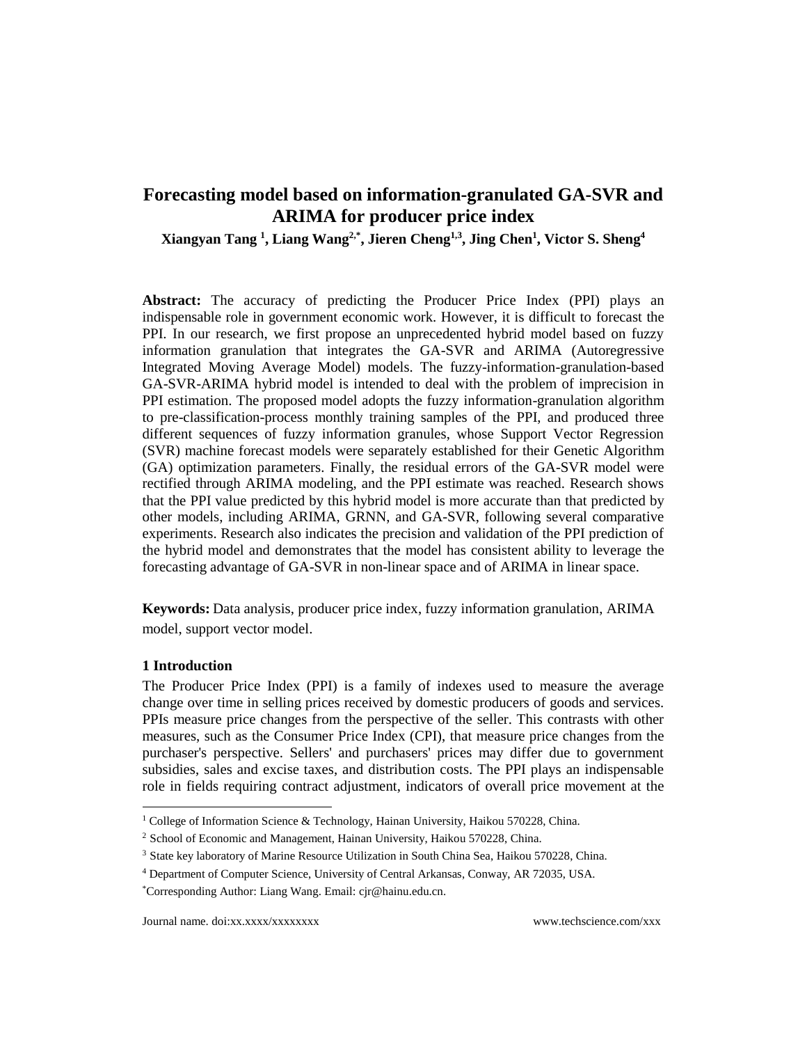# Forecasting model based on information-granulated GA-SVR and ARIMA for producer price index

**Xiangyan Tang [1], Liang Wang[2,*], Jieren Cheng[1,3], Jing Chen[1], Victor S. Sheng[4]**

**Abstract:** The accuracy of predicting the Producer Price Index (PPI) plays an indispensable role in government economic work. However, it is difficult to forecast the PPI. In our research, we first propose an unprecedented hybrid model based on fuzzy information granulation that integrates the GA-SVR and ARIMA (Autoregressive Integrated Moving Average Model) models. The fuzzy-information-granulation-based GA-SVR-ARIMA hybrid model is intended to deal with the problem of imprecision in PPI estimation. The proposed model adopts the fuzzy information-granulation algorithm to pre-classification-process monthly training samples of the PPI, and produced three different sequences of fuzzy information granules, whose Support Vector Regression (SVR) machine forecast models were separately established for their Genetic Algorithm (GA) optimization parameters. Finally, the residual errors of the GA-SVR model were rectified through ARIMA modeling, and the PPI estimate was reached. Research shows that the PPI value predicted by this hybrid model is more accurate than that predicted by other models, including ARIMA, GRNN, and GA-SVR, following several comparative experiments. Research also indicates the precision and validation of the PPI prediction of the hybrid model and demonstrates that the model has consistent ability to leverage the forecasting advantage of GA-SVR in non-linear space and of ARIMA in linear space.

**Keywords:** Data analysis, producer price index, fuzzy information granulation, ARIMA model, support vector model.

## 1 Introduction

The Producer Price Index (PPI) is a family of indexes used to measure the average change over time in selling prices received by domestic producers of goods and services. PPIs measure price changes from the perspective of the seller. This contrasts with other measures, such as the Consumer Price Index (CPI), that measure price changes from the purchaser's perspective. Sellers' and purchasers' prices may differ due to government subsidies, sales and excise taxes, and distribution costs. The PPI plays an indispensable role in fields requiring contract adjustment, indicators of overall price movement at the

---

[1] College of Information Science & Technology, Hainan University, Haikou 570228, China.

[2] School of Economic and Management, Hainan University, Haikou 570228, China.

[3] State key laboratory of Marine Resource Utilization in South China Sea, Haikou 570228, China.

[4] Department of Computer Science, University of Central Arkansas, Conway, AR 72035, USA.

[*]Corresponding Author: Liang Wang. Email: cjr@hainu.edu.cn.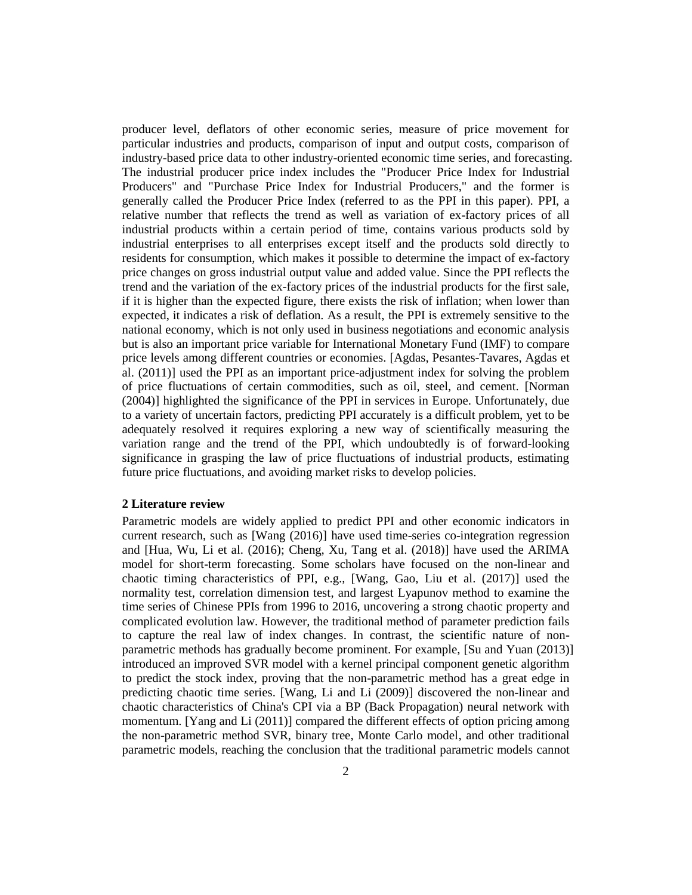producer level, deflators of other economic series, measure of price movement for particular industries and products, comparison of input and output costs, comparison of industry-based price data to other industry-oriented economic time series, and forecasting. The industrial producer price index includes the "Producer Price Index for Industrial Producers" and "Purchase Price Index for Industrial Producers," and the former is generally called the Producer Price Index (referred to as the PPI in this paper). PPI, a relative number that reflects the trend as well as variation of ex-factory prices of all industrial products within a certain period of time, contains various products sold by industrial enterprises to all enterprises except itself and the products sold directly to residents for consumption, which makes it possible to determine the impact of ex-factory price changes on gross industrial output value and added value. Since the PPI reflects the trend and the variation of the ex-factory prices of the industrial products for the first sale, if it is higher than the expected figure, there exists the risk of inflation; when lower than expected, it indicates a risk of deflation. As a result, the PPI is extremely sensitive to the national economy, which is not only used in business negotiations and economic analysis but is also an important price variable for International Monetary Fund (IMF) to compare price levels among different countries or economies. [Agdas, Pesantes-Tavares, Agdas et al. (2011)] used the PPI as an important price-adjustment index for solving the problem of price fluctuations of certain commodities, such as oil, steel, and cement. [Norman (2004)] highlighted the significance of the PPI in services in Europe. Unfortunately, due to a variety of uncertain factors, predicting PPI accurately is a difficult problem, yet to be adequately resolved it requires exploring a new way of scientifically measuring the variation range and the trend of the PPI, which undoubtedly is of forward-looking significance in grasping the law of price fluctuations of industrial products, estimating future price fluctuations, and avoiding market risks to develop policies.

## 2 Literature review

Parametric models are widely applied to predict PPI and other economic indicators in current research, such as [Wang (2016)] have used time-series co-integration regression and [Hua, Wu, Li et al. (2016); Cheng, Xu, Tang et al. (2018)] have used the ARIMA model for short-term forecasting. Some scholars have focused on the non-linear and chaotic timing characteristics of PPI, e.g., [Wang, Gao, Liu et al. (2017)] used the normality test, correlation dimension test, and largest Lyapunov method to examine the time series of Chinese PPIs from 1996 to 2016, uncovering a strong chaotic property and complicated evolution law. However, the traditional method of parameter prediction fails to capture the real law of index changes. In contrast, the scientific nature of non-parametric methods has gradually become prominent. For example, [Su and Yuan (2013)] introduced an improved SVR model with a kernel principal component genetic algorithm to predict the stock index, proving that the non-parametric method has a great edge in predicting chaotic time series. [Wang, Li and Li (2009)] discovered the non-linear and chaotic characteristics of China's CPI via a BP (Back Propagation) neural network with momentum. [Yang and Li (2011)] compared the different effects of option pricing among the non-parametric method SVR, binary tree, Monte Carlo model, and other traditional parametric models, reaching the conclusion that the traditional parametric models cannot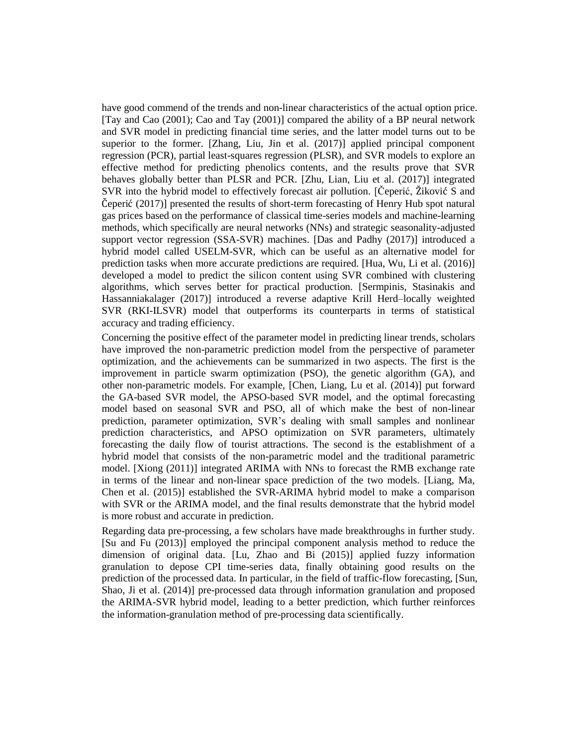have good commend of the trends and non-linear characteristics of the actual option price. [Tay and Cao (2001); Cao and Tay (2001)] compared the ability of a BP neural network and SVR model in predicting financial time series, and the latter model turns out to be superior to the former. [Zhang, Liu, Jin et al. (2017)] applied principal component regression (PCR), partial least-squares regression (PLSR), and SVR models to explore an effective method for predicting phenolics contents, and the results prove that SVR behaves globally better than PLSR and PCR. [Zhu, Lian, Liu et al. (2017)] integrated SVR into the hybrid model to effectively forecast air pollution. [Čeperić, Žiković S and Čeperić (2017)] presented the results of short-term forecasting of Henry Hub spot natural gas prices based on the performance of classical time-series models and machine-learning methods, which specifically are neural networks (NNs) and strategic seasonality-adjusted support vector regression (SSA-SVR) machines. [Das and Padhy (2017)] introduced a hybrid model called USELM-SVR, which can be useful as an alternative model for prediction tasks when more accurate predictions are required. [Hua, Wu, Li et al. (2016)] developed a model to predict the silicon content using SVR combined with clustering algorithms, which serves better for practical production. [Sermpinis, Stasinakis and Hassanniakalager (2017)] introduced a reverse adaptive Krill Herd–locally weighted SVR (RKI-ILSVR) model that outperforms its counterparts in terms of statistical accuracy and trading efficiency.

Concerning the positive effect of the parameter model in predicting linear trends, scholars have improved the non-parametric prediction model from the perspective of parameter optimization, and the achievements can be summarized in two aspects. The first is the improvement in particle swarm optimization (PSO), the genetic algorithm (GA), and other non-parametric models. For example, [Chen, Liang, Lu et al. (2014)] put forward the GA-based SVR model, the APSO-based SVR model, and the optimal forecasting model based on seasonal SVR and PSO, all of which make the best of non-linear prediction, parameter optimization, SVR's dealing with small samples and nonlinear prediction characteristics, and APSO optimization on SVR parameters, ultimately forecasting the daily flow of tourist attractions. The second is the establishment of a hybrid model that consists of the non-parametric model and the traditional parametric model. [Xiong (2011)] integrated ARIMA with NNs to forecast the RMB exchange rate in terms of the linear and non-linear space prediction of the two models. [Liang, Ma, Chen et al. (2015)] established the SVR-ARIMA hybrid model to make a comparison with SVR or the ARIMA model, and the final results demonstrate that the hybrid model is more robust and accurate in prediction.

Regarding data pre-processing, a few scholars have made breakthroughs in further study. [Su and Fu (2013)] employed the principal component analysis method to reduce the dimension of original data. [Lu, Zhao and Bi (2015)] applied fuzzy information granulation to depose CPI time-series data, finally obtaining good results on the prediction of the processed data. In particular, in the field of traffic-flow forecasting, [Sun, Shao, Ji et al. (2014)] pre-processed data through information granulation and proposed the ARIMA-SVR hybrid model, leading to a better prediction, which further reinforces the information-granulation method of pre-processing data scientifically.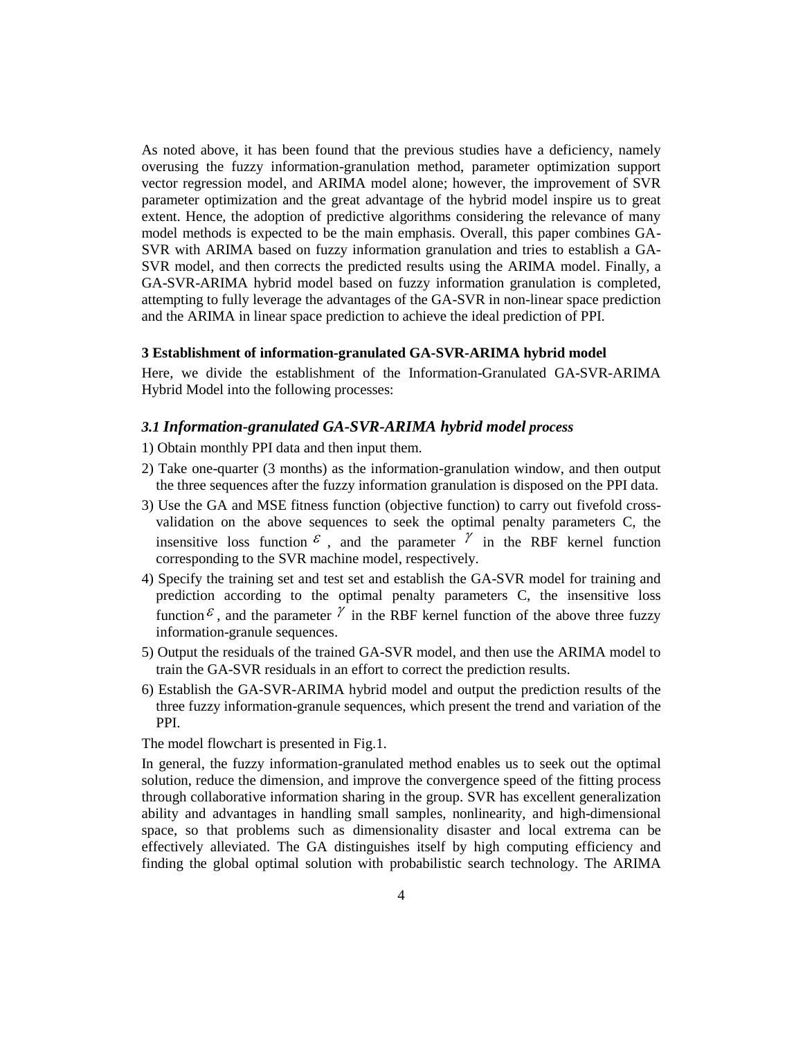As noted above, it has been found that the previous studies have a deficiency, namely overusing the fuzzy information-granulation method, parameter optimization support vector regression model, and ARIMA model alone; however, the improvement of SVR parameter optimization and the great advantage of the hybrid model inspire us to great extent. Hence, the adoption of predictive algorithms considering the relevance of many model methods is expected to be the main emphasis. Overall, this paper combines GA-SVR with ARIMA based on fuzzy information granulation and tries to establish a GA-SVR model, and then corrects the predicted results using the ARIMA model. Finally, a GA-SVR-ARIMA hybrid model based on fuzzy information granulation is completed, attempting to fully leverage the advantages of the GA-SVR in non-linear space prediction and the ARIMA in linear space prediction to achieve the ideal prediction of PPI.

## 3 Establishment of information-granulated GA-SVR-ARIMA hybrid model

Here, we divide the establishment of the Information-Granulated GA-SVR-ARIMA Hybrid Model into the following processes:

### *3.1 Information-granulated GA-SVR-ARIMA hybrid model process*

1) Obtain monthly PPI data and then input them.
2) Take one-quarter (3 months) as the information-granulation window, and then output the three sequences after the fuzzy information granulation is disposed on the PPI data.
3) Use the GA and MSE fitness function (objective function) to carry out fivefold cross-validation on the above sequences to seek the optimal penalty parameters C, the insensitive loss function $\varepsilon$, and the parameter $\gamma$ in the RBF kernel function corresponding to the SVR machine model, respectively.
4) Specify the training set and test set and establish the GA-SVR model for training and prediction according to the optimal penalty parameters C, the insensitive loss function $\varepsilon$, and the parameter $\gamma$ in the RBF kernel function of the above three fuzzy information-granule sequences.
5) Output the residuals of the trained GA-SVR model, and then use the ARIMA model to train the GA-SVR residuals in an effort to correct the prediction results.
6) Establish the GA-SVR-ARIMA hybrid model and output the prediction results of the three fuzzy information-granule sequences, which present the trend and variation of the PPI.

The model flowchart is presented in Fig.1.

In general, the fuzzy information-granulated method enables us to seek out the optimal solution, reduce the dimension, and improve the convergence speed of the fitting process through collaborative information sharing in the group. SVR has excellent generalization ability and advantages in handling small samples, nonlinearity, and high-dimensional space, so that problems such as dimensionality disaster and local extrema can be effectively alleviated. The GA distinguishes itself by high computing efficiency and finding the global optimal solution with probabilistic search technology. The ARIMA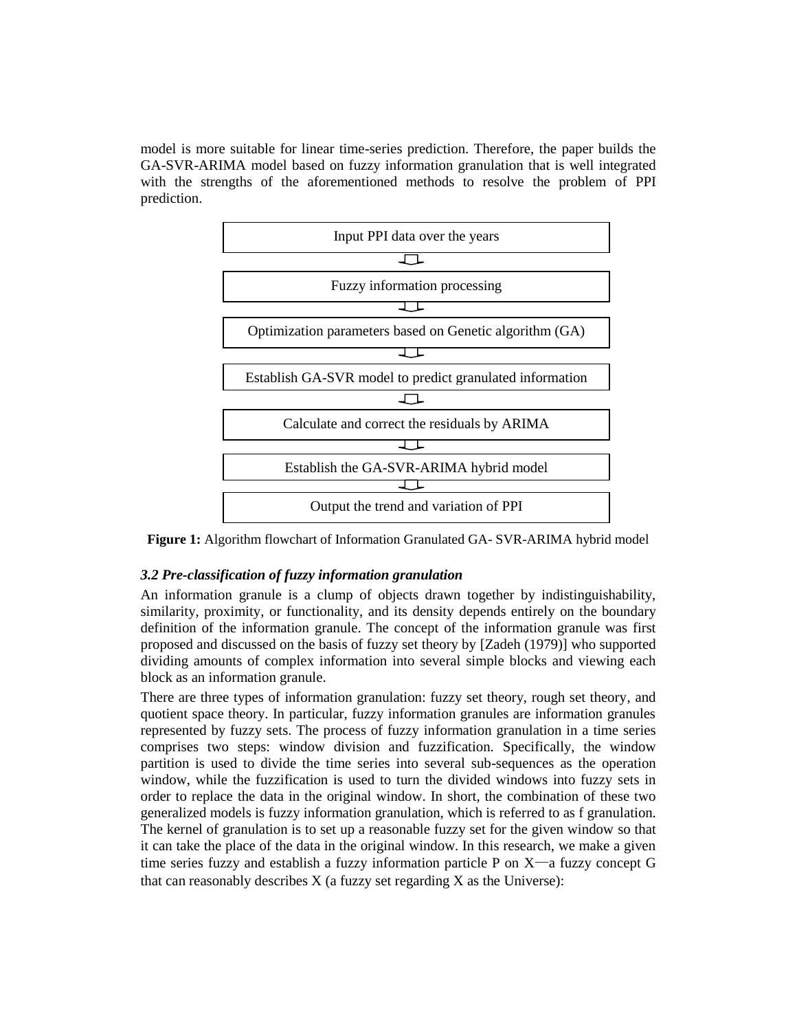model is more suitable for linear time-series prediction. Therefore, the paper builds the GA-SVR-ARIMA model based on fuzzy information granulation that is well integrated with the strengths of the aforementioned methods to resolve the problem of PPI prediction.

Input PPI data over the years

Fuzzy information processing

Optimization parameters based on Genetic algorithm (GA)

Establish GA-SVR model to predict granulated information

Calculate and correct the residuals by ARIMA

Establish the GA-SVR-ARIMA hybrid model

Output the trend and variation of PPI

**Figure 1:** Algorithm flowchart of Information Granulated GA- SVR-ARIMA hybrid model

### *3.2 Pre-classification of fuzzy information granulation*

An information granule is a clump of objects drawn together by indistinguishability, similarity, proximity, or functionality, and its density depends entirely on the boundary definition of the information granule. The concept of the information granule was first proposed and discussed on the basis of fuzzy set theory by [Zadeh (1979)] who supported dividing amounts of complex information into several simple blocks and viewing each block as an information granule.

There are three types of information granulation: fuzzy set theory, rough set theory, and quotient space theory. In particular, fuzzy information granules are information granules represented by fuzzy sets. The process of fuzzy information granulation in a time series comprises two steps: window division and fuzzification. Specifically, the window partition is used to divide the time series into several sub-sequences as the operation window, while the fuzzification is used to turn the divided windows into fuzzy sets in order to replace the data in the original window. In short, the combination of these two generalized models is fuzzy information granulation, which is referred to as f granulation. The kernel of granulation is to set up a reasonable fuzzy set for the given window so that it can take the place of the data in the original window. In this research, we make a given time series fuzzy and establish a fuzzy information particle P on X—a fuzzy concept G that can reasonably describes X (a fuzzy set regarding X as the Universe):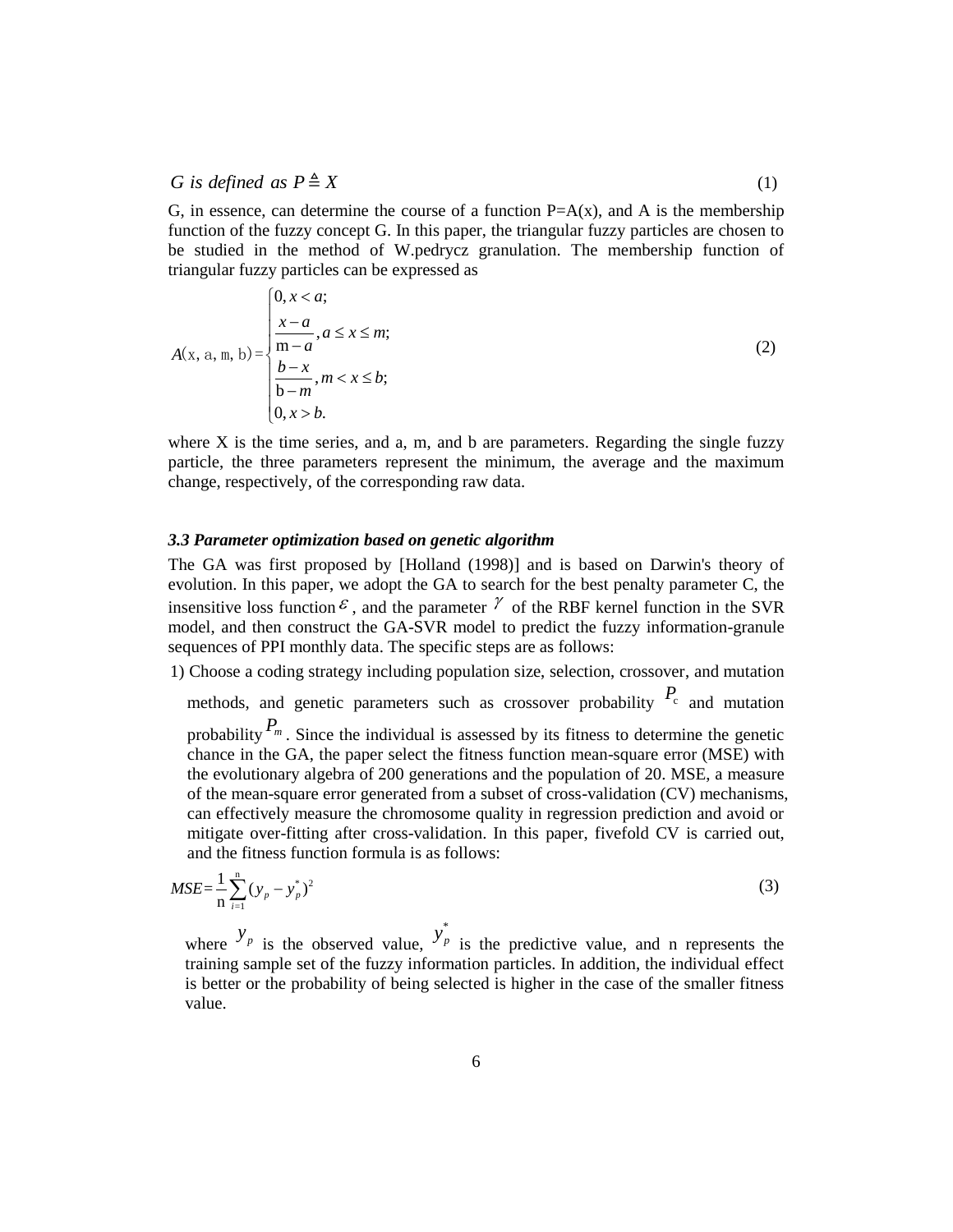$$G \text{ is defined as } P \triangleq X \tag{1}$$

G, in essence, can determine the course of a function P=A(x), and A is the membership function of the fuzzy concept G. In this paper, the triangular fuzzy particles are chosen to be studied in the method of W.pedrycz granulation. The membership function of triangular fuzzy particles can be expressed as

$$A(\mathrm{x}, \mathrm{a}, \mathrm{m}, \mathrm{b}) = \begin{cases} 0, x < a; \\ \dfrac{x-a}{\mathrm{m}-a}, a \le x \le m; \\ \dfrac{b-x}{\mathrm{b}-m}, m < x \le b; \\ 0, x > b. \end{cases} \tag{2}$$

where X is the time series, and a, m, and b are parameters. Regarding the single fuzzy particle, the three parameters represent the minimum, the average and the maximum change, respectively, of the corresponding raw data.

### *3.3 Parameter optimization based on genetic algorithm*

The GA was first proposed by [Holland (1998)] and is based on Darwin's theory of evolution. In this paper, we adopt the GA to search for the best penalty parameter C, the insensitive loss function $\varepsilon$, and the parameter $\gamma$ of the RBF kernel function in the SVR model, and then construct the GA-SVR model to predict the fuzzy information-granule sequences of PPI monthly data. The specific steps are as follows:

1) Choose a coding strategy including population size, selection, crossover, and mutation methods, and genetic parameters such as crossover probability $P_c$ and mutation probability $P_m$. Since the individual is assessed by its fitness to determine the genetic chance in the GA, the paper select the fitness function mean-square error (MSE) with the evolutionary algebra of 200 generations and the population of 20. MSE, a measure of the mean-square error generated from a subset of cross-validation (CV) mechanisms, can effectively measure the chromosome quality in regression prediction and avoid or mitigate over-fitting after cross-validation. In this paper, fivefold CV is carried out, and the fitness function formula is as follows:

$$MSE = \frac{1}{\mathrm{n}} \sum_{i=1}^{\mathrm{n}} (y_p - y_p^*)^2 \tag{3}$$

where $y_p$ is the observed value, $y_p^*$ is the predictive value, and n represents the training sample set of the fuzzy information particles. In addition, the individual effect is better or the probability of being selected is higher in the case of the smaller fitness value.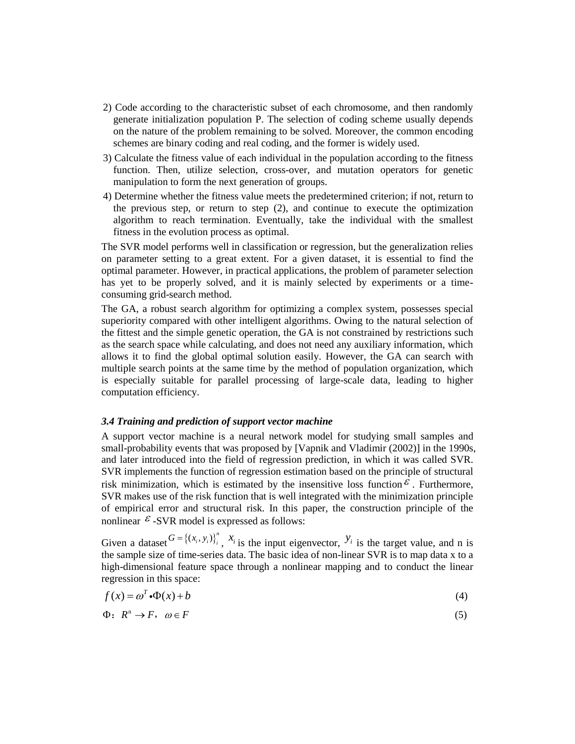2) Code according to the characteristic subset of each chromosome, and then randomly generate initialization population P. The selection of coding scheme usually depends on the nature of the problem remaining to be solved. Moreover, the common encoding schemes are binary coding and real coding, and the former is widely used.

3) Calculate the fitness value of each individual in the population according to the fitness function. Then, utilize selection, cross-over, and mutation operators for genetic manipulation to form the next generation of groups.

4) Determine whether the fitness value meets the predetermined criterion; if not, return to the previous step, or return to step (2), and continue to execute the optimization algorithm to reach termination. Eventually, take the individual with the smallest fitness in the evolution process as optimal.

The SVR model performs well in classification or regression, but the generalization relies on parameter setting to a great extent. For a given dataset, it is essential to find the optimal parameter. However, in practical applications, the problem of parameter selection has yet to be properly solved, and it is mainly selected by experiments or a time-consuming grid-search method.

The GA, a robust search algorithm for optimizing a complex system, possesses special superiority compared with other intelligent algorithms. Owing to the natural selection of the fittest and the simple genetic operation, the GA is not constrained by restrictions such as the search space while calculating, and does not need any auxiliary information, which allows it to find the global optimal solution easily. However, the GA can search with multiple search points at the same time by the method of population organization, which is especially suitable for parallel processing of large-scale data, leading to higher computation efficiency.

### *3.4 Training and prediction of support vector machine*

A support vector machine is a neural network model for studying small samples and small-probability events that was proposed by [Vapnik and Vladimir (2002)] in the 1990s, and later introduced into the field of regression prediction, in which it was called SVR. SVR implements the function of regression estimation based on the principle of structural risk minimization, which is estimated by the insensitive loss function $\varepsilon$. Furthermore, SVR makes use of the risk function that is well integrated with the minimization principle of empirical error and structural risk. In this paper, the construction principle of the nonlinear $\varepsilon$-SVR model is expressed as follows:

Given a dataset $G = \{(x_i, y_i)\}_i^n$, $x_i$ is the input eigenvector, $y_i$ is the target value, and n is the sample size of time-series data. The basic idea of non-linear SVR is to map data x to a high-dimensional feature space through a nonlinear mapping and to conduct the linear regression in this space:

$$f(x) = \omega^T \bullet \Phi(x) + b \tag{4}$$

$$\Phi: R^n \to F, \quad \omega \in F \tag{5}$$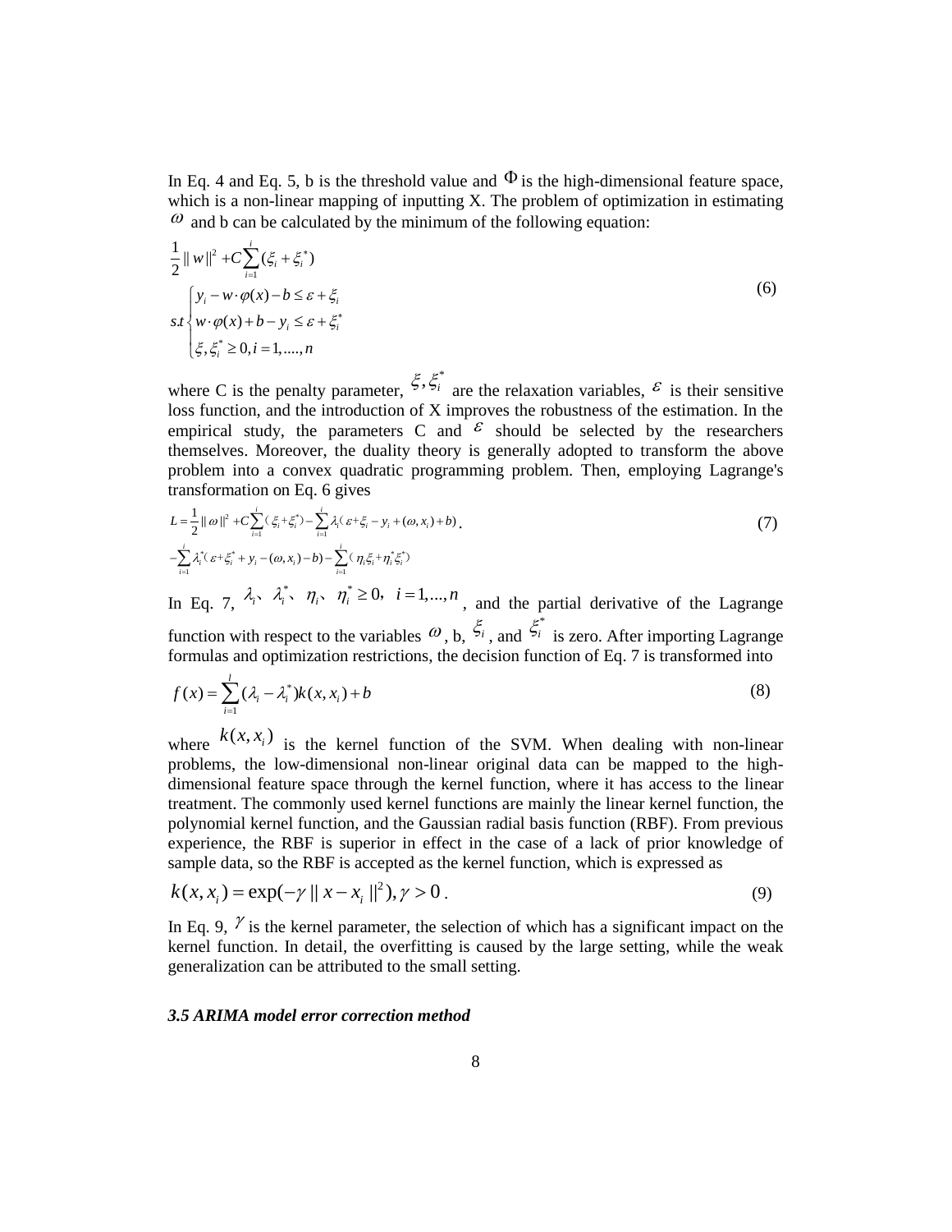In Eq. 4 and Eq. 5, b is the threshold value and $\Phi$ is the high-dimensional feature space, which is a non-linear mapping of inputting X. The problem of optimization in estimating $\omega$ and b can be calculated by the minimum of the following equation:

$$
\begin{aligned}
&\frac{1}{2}\|w\|^2 + C\sum_{i=1}^{i}(\xi_i + \xi_i^*) \\
&s.t\begin{cases} y_i - w\cdot\varphi(x) - b \le \varepsilon + \xi_i \\ w\cdot\varphi(x) + b - y_i \le \varepsilon + \xi_i^* \\ \xi, \xi_i^* \ge 0, i = 1,....,n \end{cases}
\end{aligned}
\tag{6}
$$

where C is the penalty parameter, $\xi, \xi_i^*$ are the relaxation variables, $\varepsilon$ is their sensitive loss function, and the introduction of X improves the robustness of the estimation. In the empirical study, the parameters C and $\varepsilon$ should be selected by the researchers themselves. Moreover, the duality theory is generally adopted to transform the above problem into a convex quadratic programming problem. Then, employing Lagrange's transformation on Eq. 6 gives

$$
\begin{aligned}
L = &\frac{1}{2}\|\omega\|^2 + C\sum_{i=1}^{i}(\xi_i + \xi_i^*) - \sum_{i=1}^{i}\lambda_i(\varepsilon + \xi_i - y_i + (\omega, x_i) + b) \\
&- \sum_{i=1}^{i}\lambda_i^*(\varepsilon + \xi_i^* + y_i - (\omega, x_i) - b) - \sum_{i=1}^{i}(\eta_i\xi_i + \eta_i^*\xi_i^*)
\end{aligned}
\tag{7}
$$

In Eq. 7, $\lambda_i、\lambda_i^*、\eta_i、\eta_i^* \ge 0, i = 1,...,n$, and the partial derivative of the Lagrange function with respect to the variables $\omega$, b, $\xi_i$, and $\xi_i^*$ is zero. After importing Lagrange formulas and optimization restrictions, the decision function of Eq. 7 is transformed into

$$
f(x) = \sum_{i=1}^{l}(\lambda_i - \lambda_i^*)k(x, x_i) + b \tag{8}
$$

where $k(x, x_i)$ is the kernel function of the SVM. When dealing with non-linear problems, the low-dimensional non-linear original data can be mapped to the high-dimensional feature space through the kernel function, where it has access to the linear treatment. The commonly used kernel functions are mainly the linear kernel function, the polynomial kernel function, and the Gaussian radial basis function (RBF). From previous experience, the RBF is superior in effect in the case of a lack of prior knowledge of sample data, so the RBF is accepted as the kernel function, which is expressed as

$$
k(x, x_i) = \exp(-\gamma\|x - x_i\|^2), \gamma > 0 . \tag{9}
$$

In Eq. 9, $\gamma$ is the kernel parameter, the selection of which has a significant impact on the kernel function. In detail, the overfitting is caused by the large setting, while the weak generalization can be attributed to the small setting.

### *3.5 ARIMA model error correction method*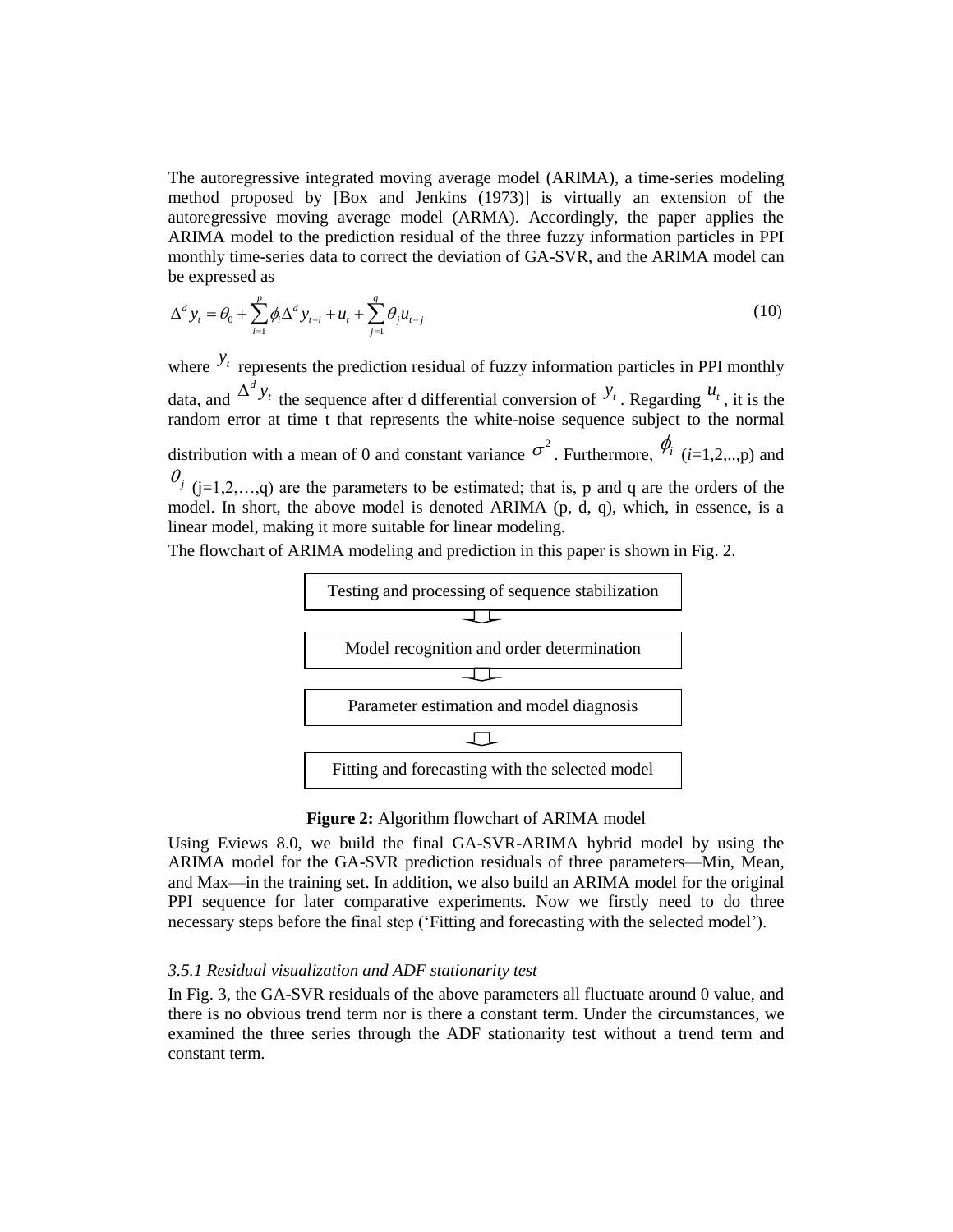The autoregressive integrated moving average model (ARIMA), a time-series modeling method proposed by [Box and Jenkins (1973)] is virtually an extension of the autoregressive moving average model (ARMA). Accordingly, the paper applies the ARIMA model to the prediction residual of the three fuzzy information particles in PPI monthly time-series data to correct the deviation of GA-SVR, and the ARIMA model can be expressed as

$$\Delta^d y_t = \theta_0 + \sum_{i=1}^{p} \phi_i \Delta^d y_{t-i} + u_t + \sum_{j=1}^{q} \theta_j u_{t-j} \tag{10}$$

where $y_t$ represents the prediction residual of fuzzy information particles in PPI monthly data, and $\Delta^d y_t$ the sequence after d differential conversion of $y_t$. Regarding $u_t$, it is the random error at time t that represents the white-noise sequence subject to the normal distribution with a mean of 0 and constant variance $\sigma^2$. Furthermore, $\phi_i$ ($i$=1,2,..,p) and $\theta_j$ (j=1,2,…,q) are the parameters to be estimated; that is, p and q are the orders of the model. In short, the above model is denoted ARIMA (p, d, q), which, in essence, is a linear model, making it more suitable for linear modeling.

The flowchart of ARIMA modeling and prediction in this paper is shown in Fig. 2.

Testing and processing of sequence stabilization

↓

Model recognition and order determination

↓

Parameter estimation and model diagnosis

↓

Fitting and forecasting with the selected model

**Figure 2:** Algorithm flowchart of ARIMA model

Using Eviews 8.0, we build the final GA-SVR-ARIMA hybrid model by using the ARIMA model for the GA-SVR prediction residuals of three parameters—Min, Mean, and Max—in the training set. In addition, we also build an ARIMA model for the original PPI sequence for later comparative experiments. Now we firstly need to do three necessary steps before the final step ('Fitting and forecasting with the selected model').

### *3.5.1 Residual visualization and ADF stationarity test*

In Fig. 3, the GA-SVR residuals of the above parameters all fluctuate around 0 value, and there is no obvious trend term nor is there a constant term. Under the circumstances, we examined the three series through the ADF stationarity test without a trend term and constant term.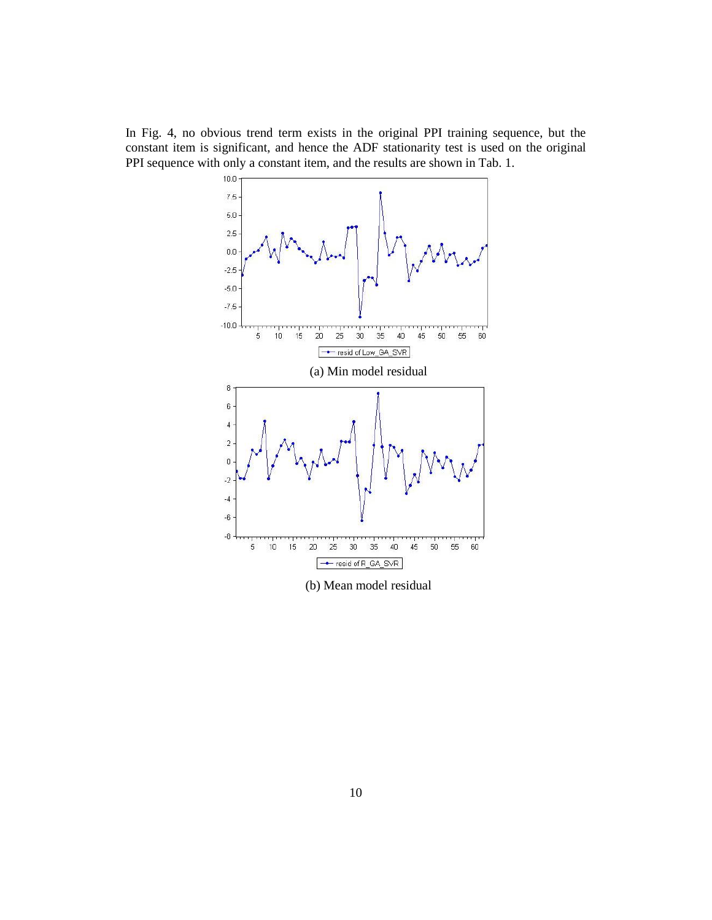In Fig. 4, no obvious trend term exists in the original PPI training sequence, but the constant item is significant, and hence the ADF stationarity test is used on the original PPI sequence with only a constant item, and the results are shown in Tab. 1.

(a) Min model residual

(b) Mean model residual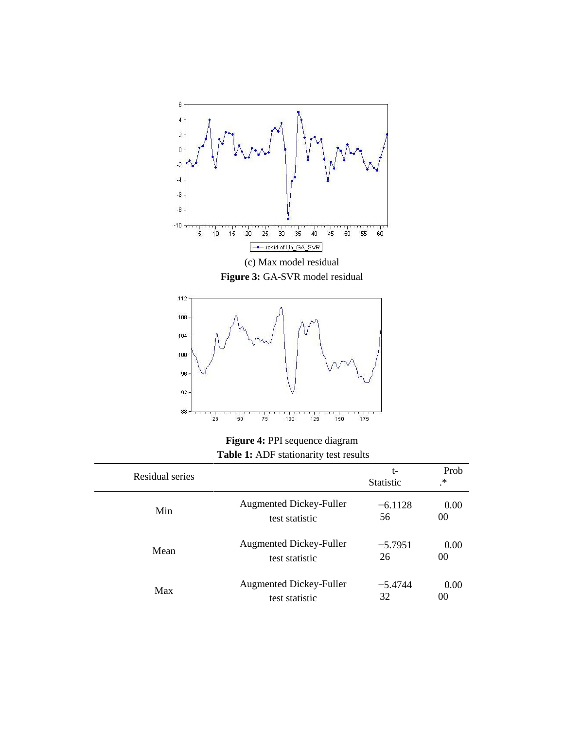(c) Max model residual

**Figure 3:** GA-SVR model residual

**Figure 4:** PPI sequence diagram

**Table 1:** ADF stationarity test results

| Residual series | | t-Statistic | Prob.* |
|---|---|---|---|
| Min | Augmented Dickey-Fuller test statistic | −6.112856 | 0.0000 |
| Mean | Augmented Dickey-Fuller test statistic | −5.795126 | 0.0000 |
| Max | Augmented Dickey-Fuller test statistic | −5.474432 | 0.0000 |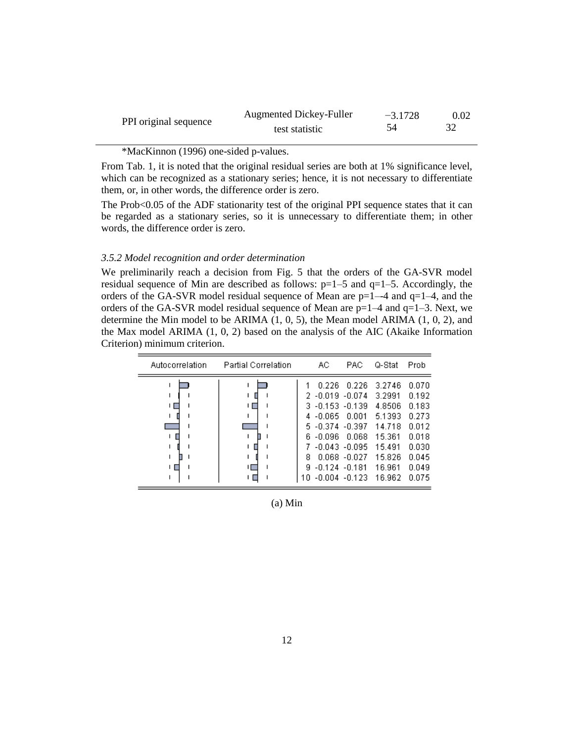| PPI original sequence | Augmented Dickey-Fuller test statistic | −3.1728 54 | 0.02 32 |
|---|---|---|---|

*MacKinnon (1996) one-sided p-values.

From Tab. 1, it is noted that the original residual series are both at 1% significance level, which can be recognized as a stationary series; hence, it is not necessary to differentiate them, or, in other words, the difference order is zero.

The Prob<0.05 of the ADF stationarity test of the original PPI sequence states that it can be regarded as a stationary series, so it is unnecessary to differentiate them; in other words, the difference order is zero.

### *3.5.2 Model recognition and order determination*

We preliminarily reach a decision from Fig. 5 that the orders of the GA-SVR model residual sequence of Min are described as follows: p=1–5 and q=1–5. Accordingly, the orders of the GA-SVR model residual sequence of Mean are p=1–-4 and q=1–4, and the orders of the GA-SVR model residual sequence of Mean are p=1–4 and q=1–3. Next, we determine the Min model to be ARIMA (1, 0, 5), the Mean model ARIMA (1, 0, 2), and the Max model ARIMA (1, 0, 2) based on the analysis of the AIC (Akaike Information Criterion) minimum criterion.

| Autocorrelation | Partial Correlation | | AC | PAC | Q-Stat | Prob |
|---|---|---|---|---|---|---|
| | | 1 | 0.226 | 0.226 | 3.2746 | 0.070 |
| | | 2 | -0.019 | -0.074 | 3.2991 | 0.192 |
| | | 3 | -0.153 | -0.139 | 4.8506 | 0.183 |
| | | 4 | -0.065 | 0.001 | 5.1393 | 0.273 |
| | | 5 | -0.374 | -0.397 | 14.718 | 0.012 |
| | | 6 | -0.096 | 0.068 | 15.361 | 0.018 |
| | | 7 | -0.043 | -0.095 | 15.491 | 0.030 |
| | | 8 | 0.068 | -0.027 | 15.826 | 0.045 |
| | | 9 | -0.124 | -0.181 | 16.961 | 0.049 |
| | | 10 | -0.004 | -0.123 | 16.962 | 0.075 |

(a) Min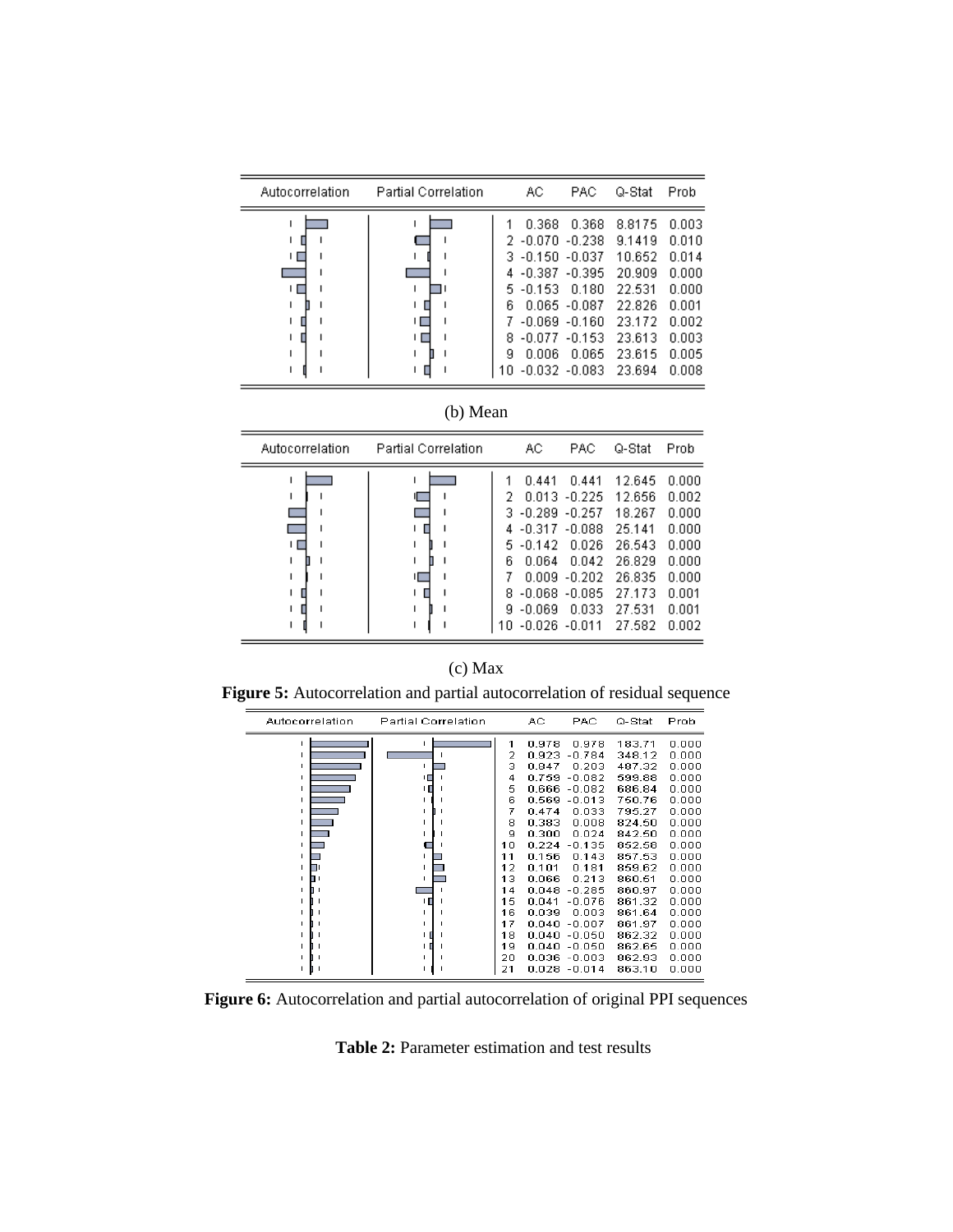| Autocorrelation | Partial Correlation | | AC | PAC | Q-Stat | Prob |
|---|---|---|---|---|---|---|
| | | 1 | 0.368 | 0.368 | 8.8175 | 0.003 |
| | | 2 | -0.070 | -0.238 | 9.1419 | 0.010 |
| | | 3 | -0.150 | -0.037 | 10.652 | 0.014 |
| | | 4 | -0.387 | -0.395 | 20.909 | 0.000 |
| | | 5 | -0.153 | 0.180 | 22.531 | 0.000 |
| | | 6 | 0.065 | -0.087 | 22.826 | 0.001 |
| | | 7 | -0.069 | -0.160 | 23.172 | 0.002 |
| | | 8 | -0.077 | -0.153 | 23.613 | 0.003 |
| | | 9 | 0.006 | 0.065 | 23.615 | 0.005 |
| | | 10 | -0.032 | -0.083 | 23.694 | 0.008 |

(b) Mean

| Autocorrelation | Partial Correlation | | AC | PAC | Q-Stat | Prob |
|---|---|---|---|---|---|---|
| | | 1 | 0.441 | 0.441 | 12.645 | 0.000 |
| | | 2 | 0.013 | -0.225 | 12.656 | 0.002 |
| | | 3 | -0.289 | -0.257 | 18.267 | 0.000 |
| | | 4 | -0.317 | -0.088 | 25.141 | 0.000 |
| | | 5 | -0.142 | 0.026 | 26.543 | 0.000 |
| | | 6 | 0.064 | 0.042 | 26.829 | 0.000 |
| | | 7 | 0.009 | -0.202 | 26.835 | 0.000 |
| | | 8 | -0.068 | -0.085 | 27.173 | 0.001 |
| | | 9 | -0.069 | 0.033 | 27.531 | 0.001 |
| | | 10 | -0.026 | -0.011 | 27.582 | 0.002 |

(c) Max

**Figure 5:** Autocorrelation and partial autocorrelation of residual sequence

| Autocorrelation | Partial Correlation | | AC | PAC | Q-Stat | Prob |
|---|---|---|---|---|---|---|
| | | 1 | 0.978 | 0.978 | 183.71 | 0.000 |
| | | 2 | 0.923 | -0.784 | 348.12 | 0.000 |
| | | 3 | 0.847 | 0.203 | 487.32 | 0.000 |
| | | 4 | 0.759 | -0.082 | 599.88 | 0.000 |
| | | 5 | 0.666 | -0.082 | 686.84 | 0.000 |
| | | 6 | 0.569 | -0.013 | 750.76 | 0.000 |
| | | 7 | 0.474 | 0.033 | 795.27 | 0.000 |
| | | 8 | 0.383 | 0.008 | 824.50 | 0.000 |
| | | 9 | 0.300 | 0.024 | 842.50 | 0.000 |
| | | 10 | 0.224 | -0.135 | 852.58 | 0.000 |
| | | 11 | 0.156 | 0.143 | 857.53 | 0.000 |
| | | 12 | 0.101 | 0.181 | 859.62 | 0.000 |
| | | 13 | 0.066 | 0.213 | 860.51 | 0.000 |
| | | 14 | 0.048 | -0.285 | 860.97 | 0.000 |
| | | 15 | 0.041 | -0.076 | 861.32 | 0.000 |
| | | 16 | 0.039 | 0.003 | 861.64 | 0.000 |
| | | 17 | 0.040 | -0.007 | 861.97 | 0.000 |
| | | 18 | 0.040 | -0.050 | 862.32 | 0.000 |
| | | 19 | 0.040 | -0.050 | 862.65 | 0.000 |
| | | 20 | 0.036 | -0.003 | 862.93 | 0.000 |
| | | 21 | 0.028 | -0.014 | 863.10 | 0.000 |

**Figure 6:** Autocorrelation and partial autocorrelation of original PPI sequences

**Table 2:** Parameter estimation and test results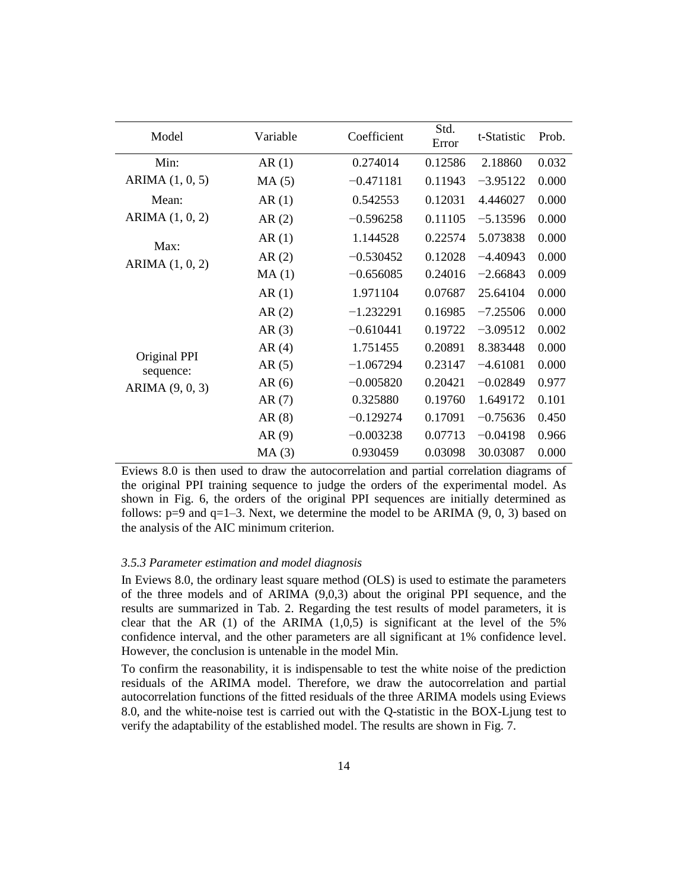| Model | Variable | Coefficient | Std. Error | t-Statistic | Prob. |
|---|---|---|---|---|---|
| Min: | AR (1) | 0.274014 | 0.12586 | 2.18860 | 0.032 |
| ARIMA (1, 0, 5) | MA (5) | −0.471181 | 0.11943 | −3.95122 | 0.000 |
| Mean: | AR (1) | 0.542553 | 0.12031 | 4.446027 | 0.000 |
| ARIMA (1, 0, 2) | AR (2) | −0.596258 | 0.11105 | −5.13596 | 0.000 |
| Max: ARIMA (1, 0, 2) | AR (1) | 1.144528 | 0.22574 | 5.073838 | 0.000 |
| | AR (2) | −0.530452 | 0.12028 | −4.40943 | 0.000 |
| | MA (1) | −0.656085 | 0.24016 | −2.66843 | 0.009 |
| Original PPI sequence: ARIMA (9, 0, 3) | AR (1) | 1.971104 | 0.07687 | 25.64104 | 0.000 |
| | AR (2) | −1.232291 | 0.16985 | −7.25506 | 0.000 |
| | AR (3) | −0.610441 | 0.19722 | −3.09512 | 0.002 |
| | AR (4) | 1.751455 | 0.20891 | 8.383448 | 0.000 |
| | AR (5) | −1.067294 | 0.23147 | −4.61081 | 0.000 |
| | AR (6) | −0.005820 | 0.20421 | −0.02849 | 0.977 |
| | AR (7) | 0.325880 | 0.19760 | 1.649172 | 0.101 |
| | AR (8) | −0.129274 | 0.17091 | −0.75636 | 0.450 |
| | AR (9) | −0.003238 | 0.07713 | −0.04198 | 0.966 |
| | MA (3) | 0.930459 | 0.03098 | 30.03087 | 0.000 |

Eviews 8.0 is then used to draw the autocorrelation and partial correlation diagrams of the original PPI training sequence to judge the orders of the experimental model. As shown in Fig. 6, the orders of the original PPI sequences are initially determined as follows: p=9 and q=1–3. Next, we determine the model to be ARIMA (9, 0, 3) based on the analysis of the AIC minimum criterion.

### *3.5.3 Parameter estimation and model diagnosis*

In Eviews 8.0, the ordinary least square method (OLS) is used to estimate the parameters of the three models and of ARIMA (9,0,3) about the original PPI sequence, and the results are summarized in Tab. 2. Regarding the test results of model parameters, it is clear that the AR (1) of the ARIMA (1,0,5) is significant at the level of the 5% confidence interval, and the other parameters are all significant at 1% confidence level. However, the conclusion is untenable in the model Min.

To confirm the reasonability, it is indispensable to test the white noise of the prediction residuals of the ARIMA model. Therefore, we draw the autocorrelation and partial autocorrelation functions of the fitted residuals of the three ARIMA models using Eviews 8.0, and the white-noise test is carried out with the Q-statistic in the BOX-Ljung test to verify the adaptability of the established model. The results are shown in Fig. 7.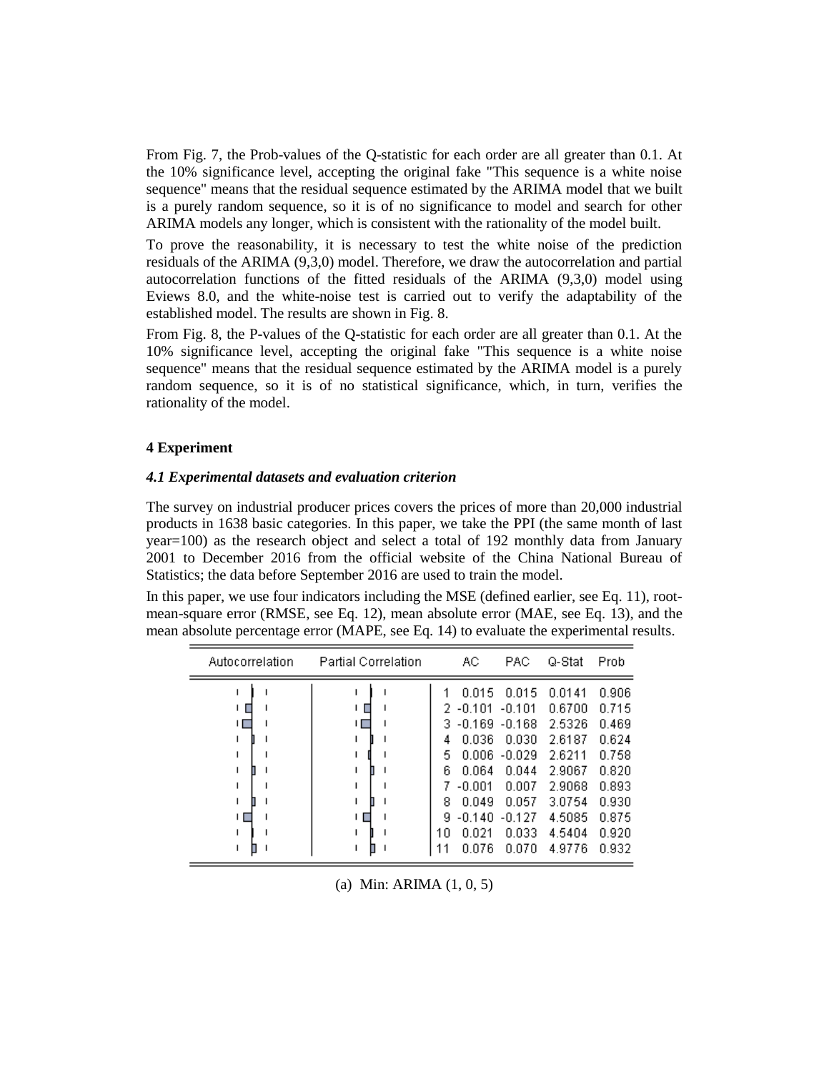From Fig. 7, the Prob-values of the Q-statistic for each order are all greater than 0.1. At the 10% significance level, accepting the original fake "This sequence is a white noise sequence" means that the residual sequence estimated by the ARIMA model that we built is a purely random sequence, so it is of no significance to model and search for other ARIMA models any longer, which is consistent with the rationality of the model built.

To prove the reasonability, it is necessary to test the white noise of the prediction residuals of the ARIMA (9,3,0) model. Therefore, we draw the autocorrelation and partial autocorrelation functions of the fitted residuals of the ARIMA (9,3,0) model using Eviews 8.0, and the white-noise test is carried out to verify the adaptability of the established model. The results are shown in Fig. 8.

From Fig. 8, the P-values of the Q-statistic for each order are all greater than 0.1. At the 10% significance level, accepting the original fake "This sequence is a white noise sequence" means that the residual sequence estimated by the ARIMA model is a purely random sequence, so it is of no statistical significance, which, in turn, verifies the rationality of the model.

## 4 Experiment

### *4.1 Experimental datasets and evaluation criterion*

The survey on industrial producer prices covers the prices of more than 20,000 industrial products in 1638 basic categories. In this paper, we take the PPI (the same month of last year=100) as the research object and select a total of 192 monthly data from January 2001 to December 2016 from the official website of the China National Bureau of Statistics; the data before September 2016 are used to train the model.

In this paper, we use four indicators including the MSE (defined earlier, see Eq. 11), root-mean-square error (RMSE, see Eq. 12), mean absolute error (MAE, see Eq. 13), and the mean absolute percentage error (MAPE, see Eq. 14) to evaluate the experimental results.

| Autocorrelation | Partial Correlation | | AC | PAC | Q-Stat | Prob |
|---|---|---|---|---|---|---|
| | | 1 | 0.015 | 0.015 | 0.0141 | 0.906 |
| | | 2 | -0.101 | -0.101 | 0.6700 | 0.715 |
| | | 3 | -0.169 | -0.168 | 2.5326 | 0.469 |
| | | 4 | 0.036 | 0.030 | 2.6187 | 0.624 |
| | | 5 | 0.006 | -0.029 | 2.6211 | 0.758 |
| | | 6 | 0.064 | 0.044 | 2.9067 | 0.820 |
| | | 7 | -0.001 | 0.007 | 2.9068 | 0.893 |
| | | 8 | 0.049 | 0.057 | 3.0754 | 0.930 |
| | | 9 | -0.140 | -0.127 | 4.5085 | 0.875 |
| | | 10 | 0.021 | 0.033 | 4.5404 | 0.920 |
| | | 11 | 0.076 | 0.070 | 4.9776 | 0.932 |

(a) Min: ARIMA (1, 0, 5)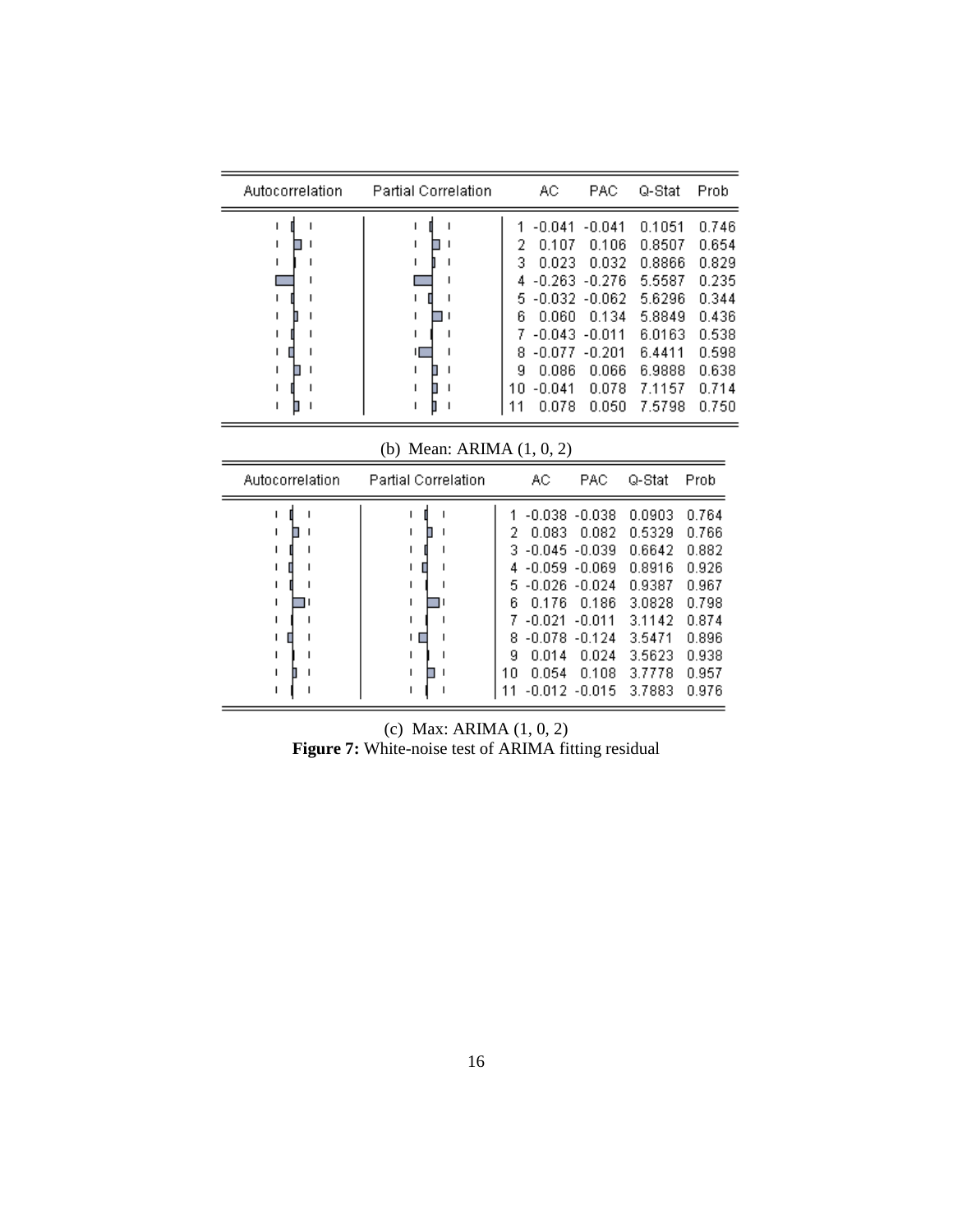| Autocorrelation | Partial Correlation | | AC | PAC | Q-Stat | Prob |
|---|---|---|---|---|---|---|
| | | 1 | -0.041 | -0.041 | 0.1051 | 0.746 |
| | | 2 | 0.107 | 0.106 | 0.8507 | 0.654 |
| | | 3 | 0.023 | 0.032 | 0.8866 | 0.829 |
| | | 4 | -0.263 | -0.276 | 5.5587 | 0.235 |
| | | 5 | -0.032 | -0.062 | 5.6296 | 0.344 |
| | | 6 | 0.060 | 0.134 | 5.8849 | 0.436 |
| | | 7 | -0.043 | -0.011 | 6.0163 | 0.538 |
| | | 8 | -0.077 | -0.201 | 6.4411 | 0.598 |
| | | 9 | 0.086 | 0.066 | 6.9888 | 0.638 |
| | | 10 | -0.041 | 0.078 | 7.1157 | 0.714 |
| | | 11 | 0.078 | 0.050 | 7.5798 | 0.750 |

(b) Mean: ARIMA (1, 0, 2)

| Autocorrelation | Partial Correlation | | AC | PAC | Q-Stat | Prob |
|---|---|---|---|---|---|---|
| | | 1 | -0.038 | -0.038 | 0.0903 | 0.764 |
| | | 2 | 0.083 | 0.082 | 0.5329 | 0.766 |
| | | 3 | -0.045 | -0.039 | 0.6642 | 0.882 |
| | | 4 | -0.059 | -0.069 | 0.8916 | 0.926 |
| | | 5 | -0.026 | -0.024 | 0.9387 | 0.967 |
| | | 6 | 0.176 | 0.186 | 3.0828 | 0.798 |
| | | 7 | -0.021 | -0.011 | 3.1142 | 0.874 |
| | | 8 | -0.078 | -0.124 | 3.5471 | 0.896 |
| | | 9 | 0.014 | 0.024 | 3.5623 | 0.938 |
| | | 10 | 0.054 | 0.108 | 3.7778 | 0.957 |
| | | 11 | -0.012 | -0.015 | 3.7883 | 0.976 |

(c) Max: ARIMA (1, 0, 2)

**Figure 7:** White-noise test of ARIMA fitting residual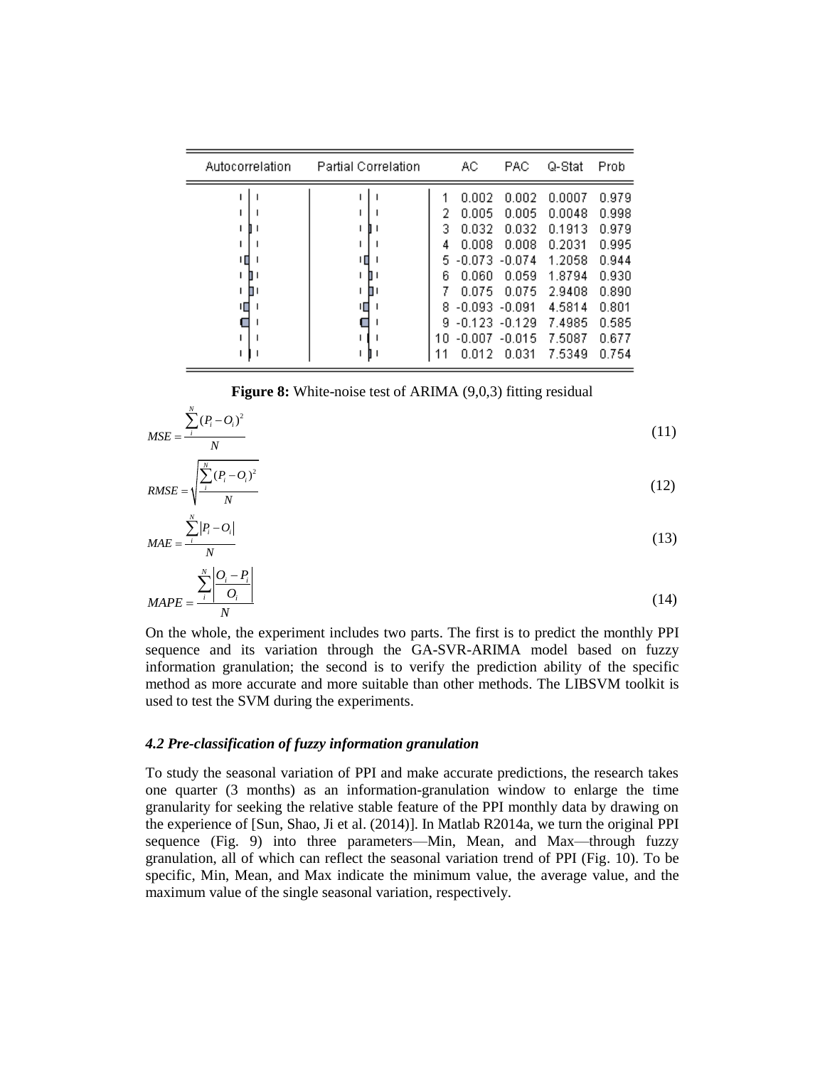| Autocorrelation | Partial Correlation | | AC | PAC | Q-Stat | Prob |
|---|---|---|---|---|---|---|
| | | 1 | 0.002 | 0.002 | 0.0007 | 0.979 |
| | | 2 | 0.005 | 0.005 | 0.0048 | 0.998 |
| | | 3 | 0.032 | 0.032 | 0.1913 | 0.979 |
| | | 4 | 0.008 | 0.008 | 0.2031 | 0.995 |
| | | 5 | -0.073 | -0.074 | 1.2058 | 0.944 |
| | | 6 | 0.060 | 0.059 | 1.8794 | 0.930 |
| | | 7 | 0.075 | 0.075 | 2.9408 | 0.890 |
| | | 8 | -0.093 | -0.091 | 4.5814 | 0.801 |
| | | 9 | -0.123 | -0.129 | 7.4985 | 0.585 |
| | | 10 | -0.007 | -0.015 | 7.5087 | 0.677 |
| | | 11 | 0.012 | 0.031 | 7.5349 | 0.754 |

**Figure 8:** White-noise test of ARIMA (9,0,3) fitting residual

$$MSE = \frac{\sum_{i}^{N}(P_i - O_i)^2}{N} \tag{11}$$

$$RMSE = \sqrt{\frac{\sum_{i}^{N}(P_i - O_i)^2}{N}} \tag{12}$$

$$MAE = \frac{\sum_{i}^{N}\left|P_i - O_i\right|}{N} \tag{13}$$

$$MAPE = \frac{\sum_{i}^{N}\left|\frac{O_i - P_i}{O_i}\right|}{N} \tag{14}$$

On the whole, the experiment includes two parts. The first is to predict the monthly PPI sequence and its variation through the GA-SVR-ARIMA model based on fuzzy information granulation; the second is to verify the prediction ability of the specific method as more accurate and more suitable than other methods. The LIBSVM toolkit is used to test the SVM during the experiments.

### *4.2 Pre-classification of fuzzy information granulation*

To study the seasonal variation of PPI and make accurate predictions, the research takes one quarter (3 months) as an information-granulation window to enlarge the time granularity for seeking the relative stable feature of the PPI monthly data by drawing on the experience of [Sun, Shao, Ji et al. (2014)]. In Matlab R2014a, we turn the original PPI sequence (Fig. 9) into three parameters—Min, Mean, and Max—through fuzzy granulation, all of which can reflect the seasonal variation trend of PPI (Fig. 10). To be specific, Min, Mean, and Max indicate the minimum value, the average value, and the maximum value of the single seasonal variation, respectively.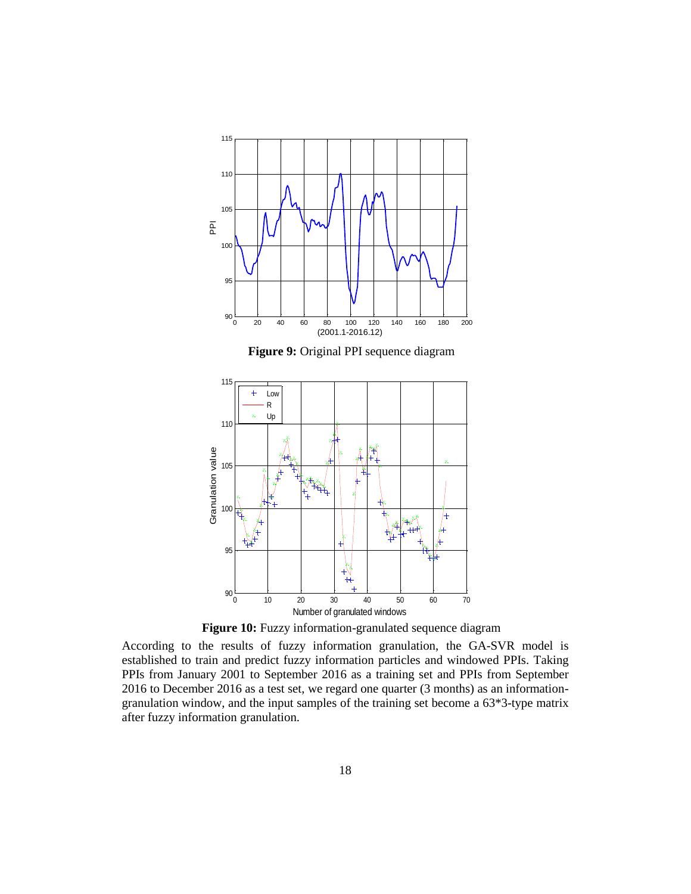**Figure 9:** Original PPI sequence diagram

**Figure 10:** Fuzzy information-granulated sequence diagram

According to the results of fuzzy information granulation, the GA-SVR model is established to train and predict fuzzy information particles and windowed PPIs. Taking PPIs from January 2001 to September 2016 as a training set and PPIs from September 2016 to December 2016 as a test set, we regard one quarter (3 months) as an information-granulation window, and the input samples of the training set become a 63*3-type matrix after fuzzy information granulation.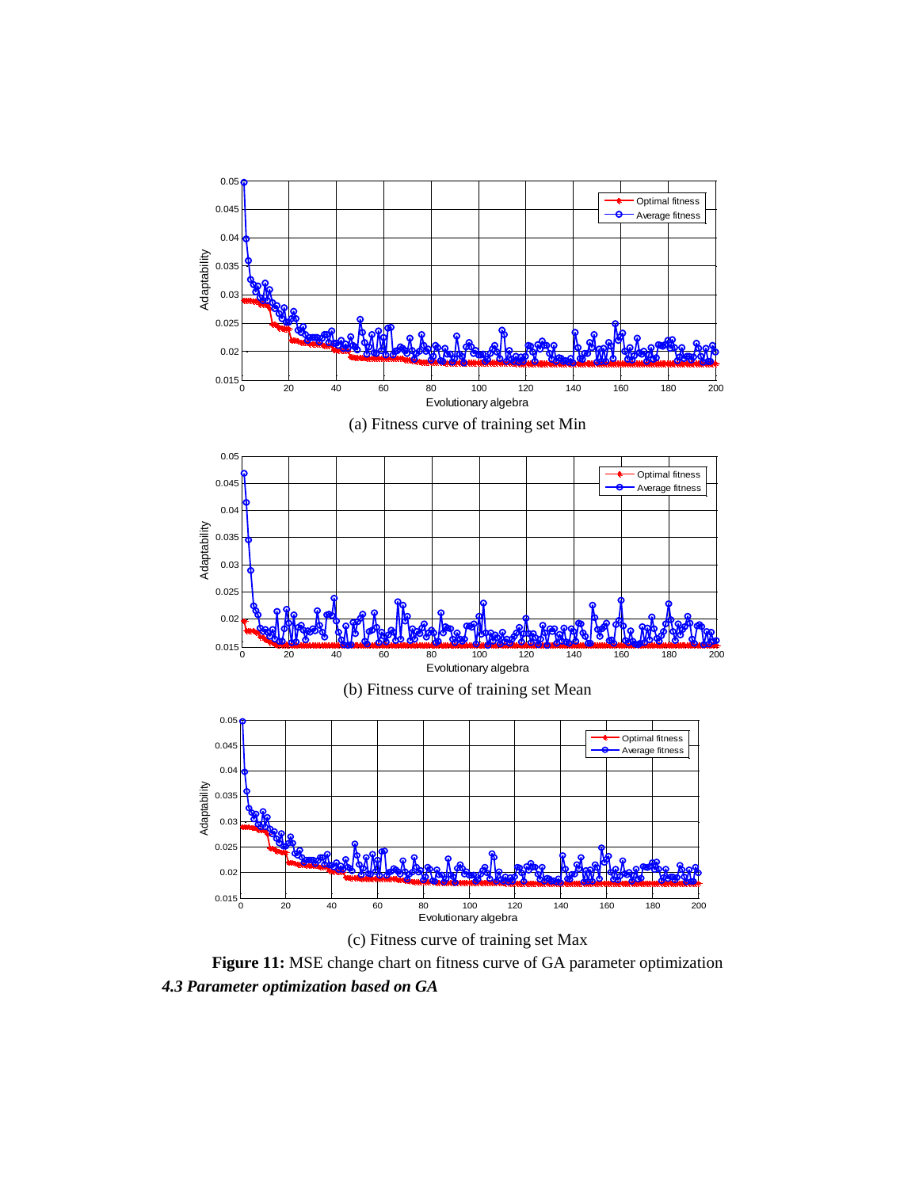(a) Fitness curve of training set Min

(b) Fitness curve of training set Mean

(c) Fitness curve of training set Max

**Figure 11:** MSE change chart on fitness curve of GA parameter optimization

***4.3 Parameter optimization based on GA***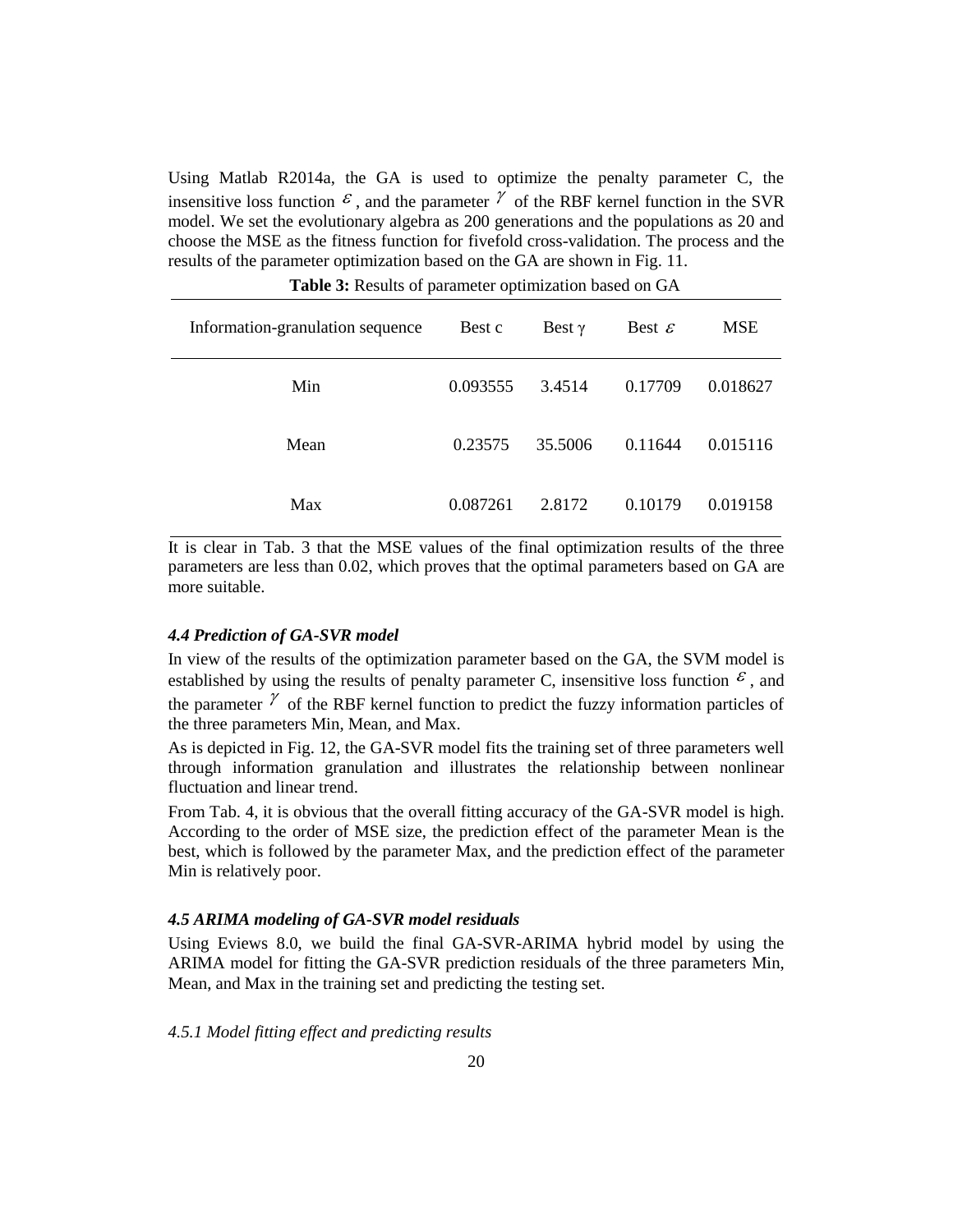Using Matlab R2014a, the GA is used to optimize the penalty parameter C, the insensitive loss function $\varepsilon$, and the parameter $\gamma$ of the RBF kernel function in the SVR model. We set the evolutionary algebra as 200 generations and the populations as 20 and choose the MSE as the fitness function for fivefold cross-validation. The process and the results of the parameter optimization based on the GA are shown in Fig. 11.

**Table 3:** Results of parameter optimization based on GA

| Information-granulation sequence | Best c | Best $\gamma$ | Best $\varepsilon$ | MSE |
|---|---|---|---|---|
| Min | 0.093555 | 3.4514 | 0.17709 | 0.018627 |
| Mean | 0.23575 | 35.5006 | 0.11644 | 0.015116 |
| Max | 0.087261 | 2.8172 | 0.10179 | 0.019158 |

It is clear in Tab. 3 that the MSE values of the final optimization results of the three parameters are less than 0.02, which proves that the optimal parameters based on GA are more suitable.

#### *4.4 Prediction of GA-SVR model*

In view of the results of the optimization parameter based on the GA, the SVM model is established by using the results of penalty parameter C, insensitive loss function $\varepsilon$, and the parameter $\gamma$ of the RBF kernel function to predict the fuzzy information particles of the three parameters Min, Mean, and Max.

As is depicted in Fig. 12, the GA-SVR model fits the training set of three parameters well through information granulation and illustrates the relationship between nonlinear fluctuation and linear trend.

From Tab. 4, it is obvious that the overall fitting accuracy of the GA-SVR model is high. According to the order of MSE size, the prediction effect of the parameter Mean is the best, which is followed by the parameter Max, and the prediction effect of the parameter Min is relatively poor.

#### *4.5 ARIMA modeling of GA-SVR model residuals*

Using Eviews 8.0, we build the final GA-SVR-ARIMA hybrid model by using the ARIMA model for fitting the GA-SVR prediction residuals of the three parameters Min, Mean, and Max in the training set and predicting the testing set.

##### *4.5.1 Model fitting effect and predicting results*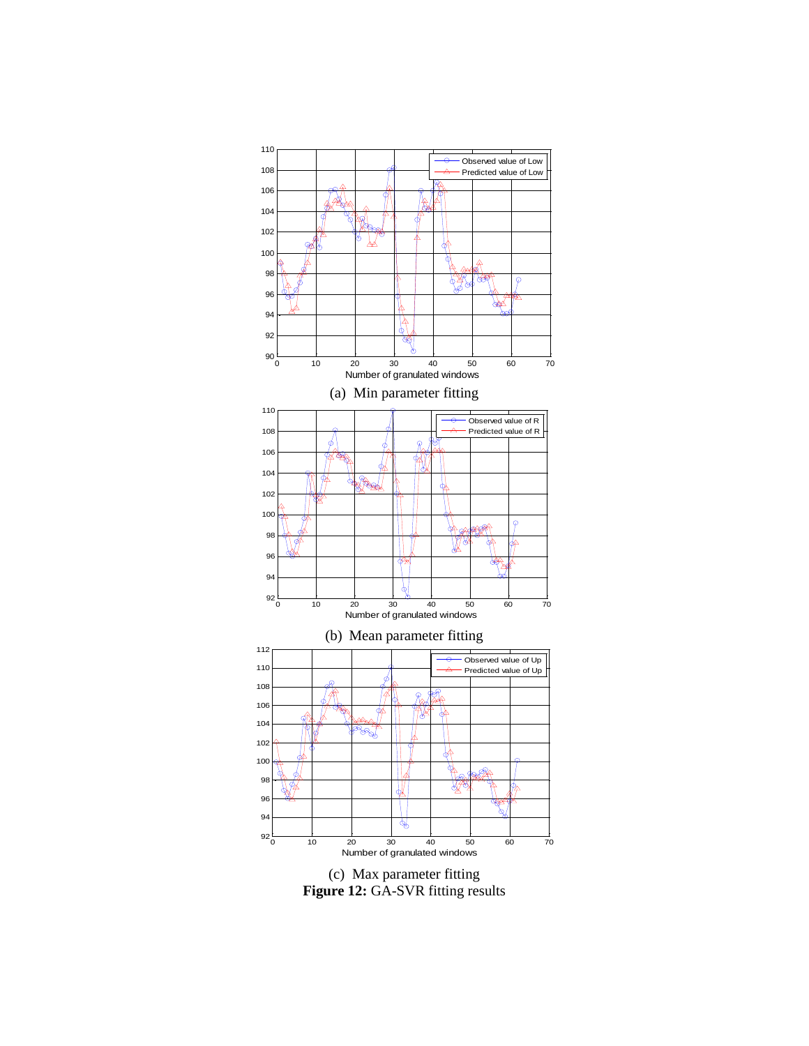(a) Min parameter fitting

(b) Mean parameter fitting

(c) Max parameter fitting

**Figure 12:** GA-SVR fitting results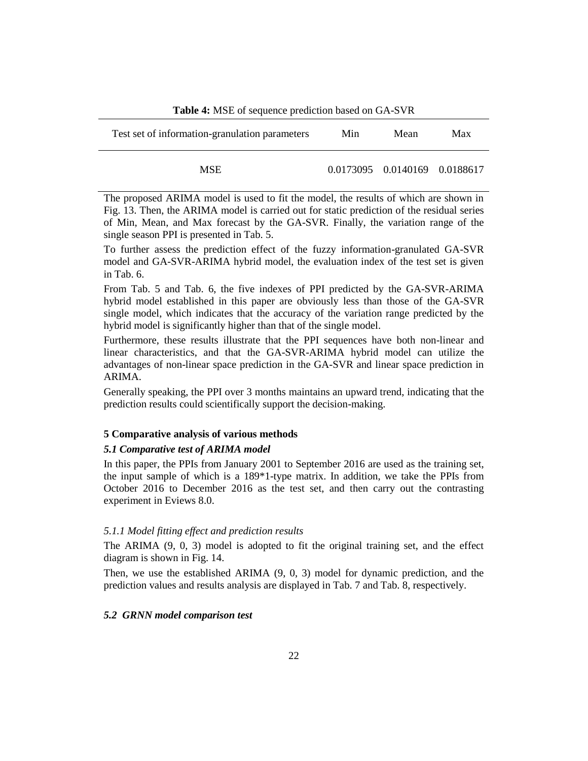**Table 4:** MSE of sequence prediction based on GA-SVR

| Test set of information-granulation parameters | Min | Mean | Max |
|---|---|---|---|
| MSE | 0.0173095 | 0.0140169 | 0.0188617 |

The proposed ARIMA model is used to fit the model, the results of which are shown in Fig. 13. Then, the ARIMA model is carried out for static prediction of the residual series of Min, Mean, and Max forecast by the GA-SVR. Finally, the variation range of the single season PPI is presented in Tab. 5.

To further assess the prediction effect of the fuzzy information-granulated GA-SVR model and GA-SVR-ARIMA hybrid model, the evaluation index of the test set is given in Tab. 6.

From Tab. 5 and Tab. 6, the five indexes of PPI predicted by the GA-SVR-ARIMA hybrid model established in this paper are obviously less than those of the GA-SVR single model, which indicates that the accuracy of the variation range predicted by the hybrid model is significantly higher than that of the single model.

Furthermore, these results illustrate that the PPI sequences have both non-linear and linear characteristics, and that the GA-SVR-ARIMA hybrid model can utilize the advantages of non-linear space prediction in the GA-SVR and linear space prediction in ARIMA.

Generally speaking, the PPI over 3 months maintains an upward trend, indicating that the prediction results could scientifically support the decision-making.

### 5 Comparative analysis of various methods

#### *5.1 Comparative test of ARIMA model*

In this paper, the PPIs from January 2001 to September 2016 are used as the training set, the input sample of which is a 189*1-type matrix. In addition, we take the PPIs from October 2016 to December 2016 as the test set, and then carry out the contrasting experiment in Eviews 8.0.

##### *5.1.1 Model fitting effect and prediction results*

The ARIMA (9, 0, 3) model is adopted to fit the original training set, and the effect diagram is shown in Fig. 14.

Then, we use the established ARIMA (9, 0, 3) model for dynamic prediction, and the prediction values and results analysis are displayed in Tab. 7 and Tab. 8, respectively.

#### *5.2 GRNN model comparison test*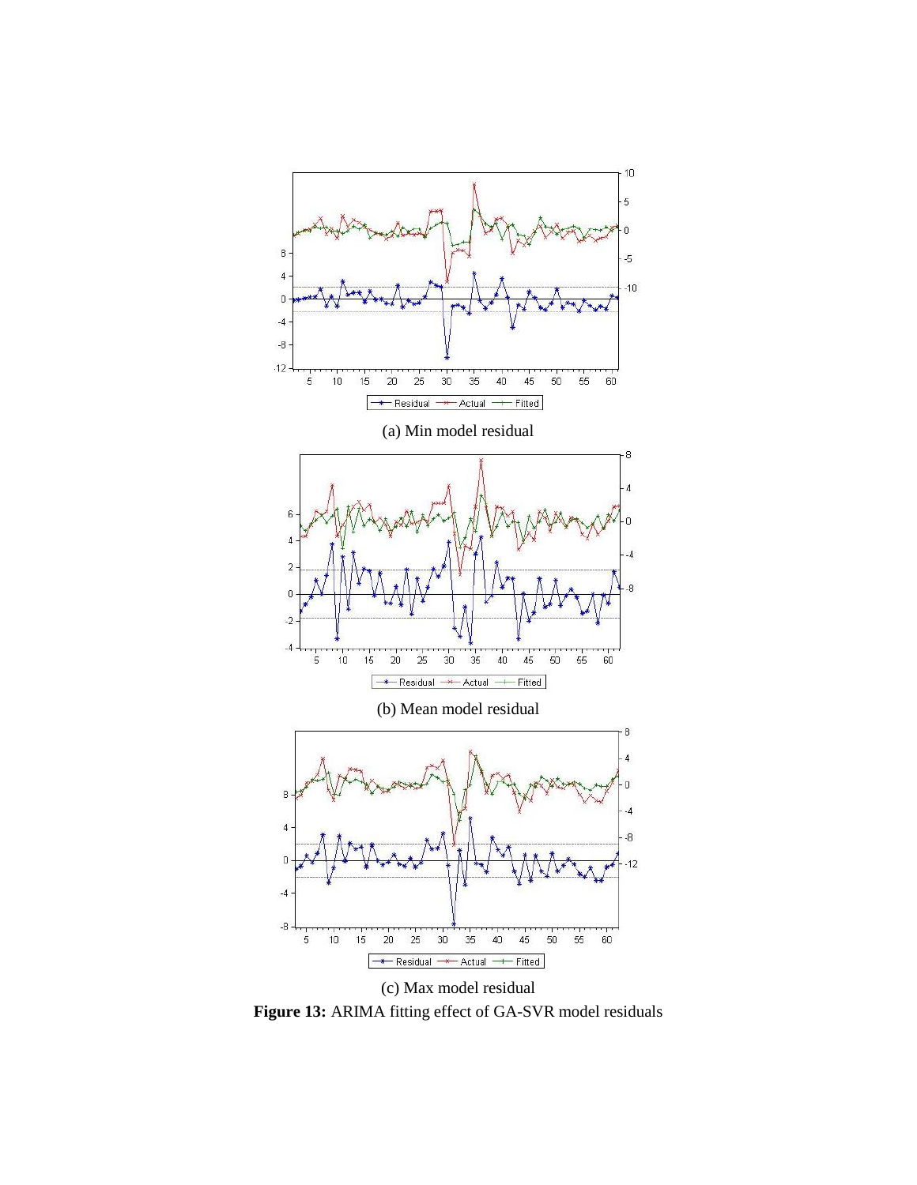(a) Min model residual

(b) Mean model residual

(c) Max model residual

**Figure 13:** ARIMA fitting effect of GA-SVR model residuals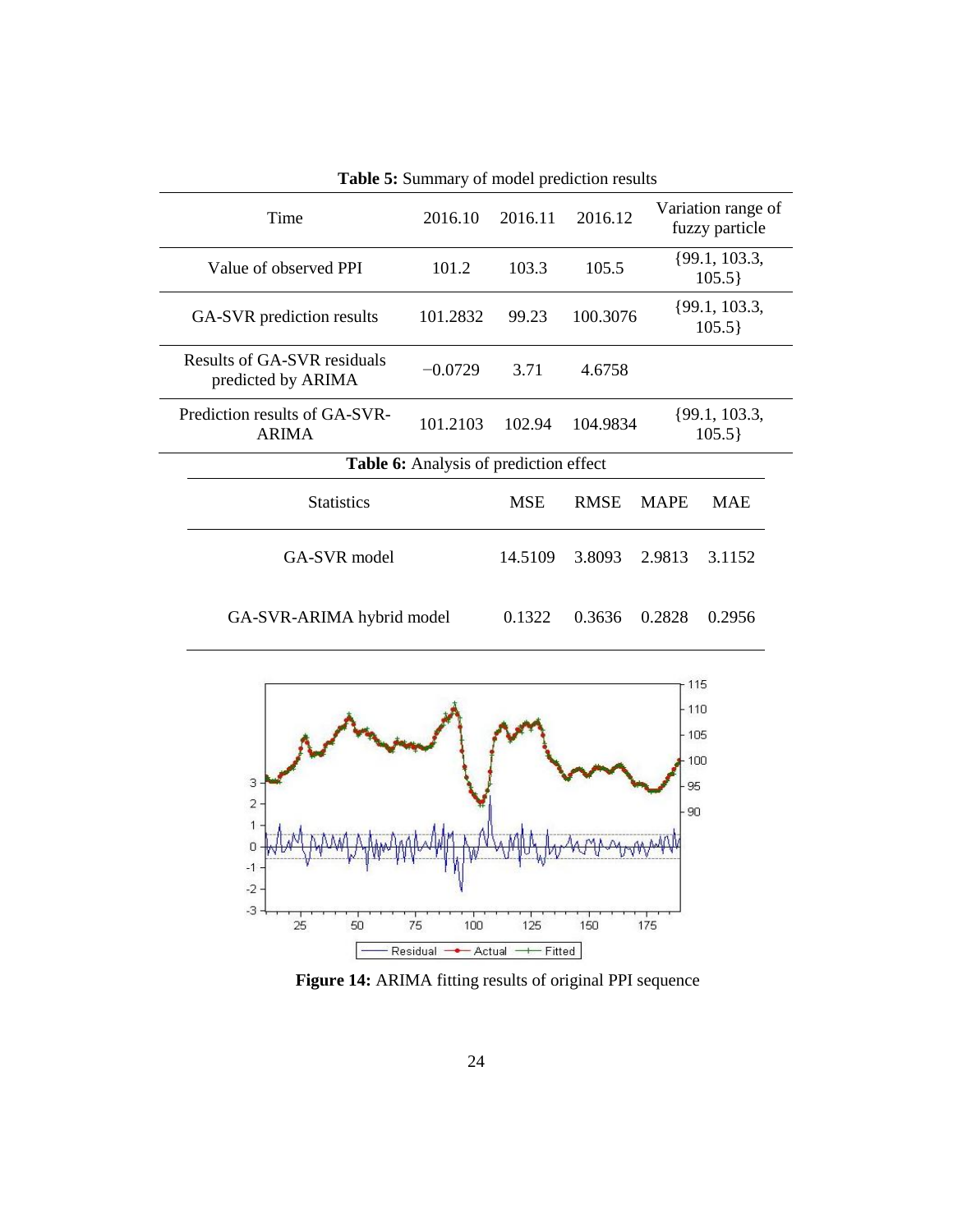**Table 5:** Summary of model prediction results

| Time | 2016.10 | 2016.11 | 2016.12 | Variation range of fuzzy particle |
|---|---|---|---|---|
| Value of observed PPI | 101.2 | 103.3 | 105.5 | {99.1, 103.3, 105.5} |
| GA-SVR prediction results | 101.2832 | 99.23 | 100.3076 | {99.1, 103.3, 105.5} |
| Results of GA-SVR residuals predicted by ARIMA | −0.0729 | 3.71 | 4.6758 | |
| Prediction results of GA-SVR-ARIMA | 101.2103 | 102.94 | 104.9834 | {99.1, 103.3, 105.5} |

**Table 6:** Analysis of prediction effect

| Statistics | MSE | RMSE | MAPE | MAE |
|---|---|---|---|---|
| GA-SVR model | 14.5109 | 3.8093 | 2.9813 | 3.1152 |
| GA-SVR-ARIMA hybrid model | 0.1322 | 0.3636 | 0.2828 | 0.2956 |

**Figure 14:** ARIMA fitting results of original PPI sequence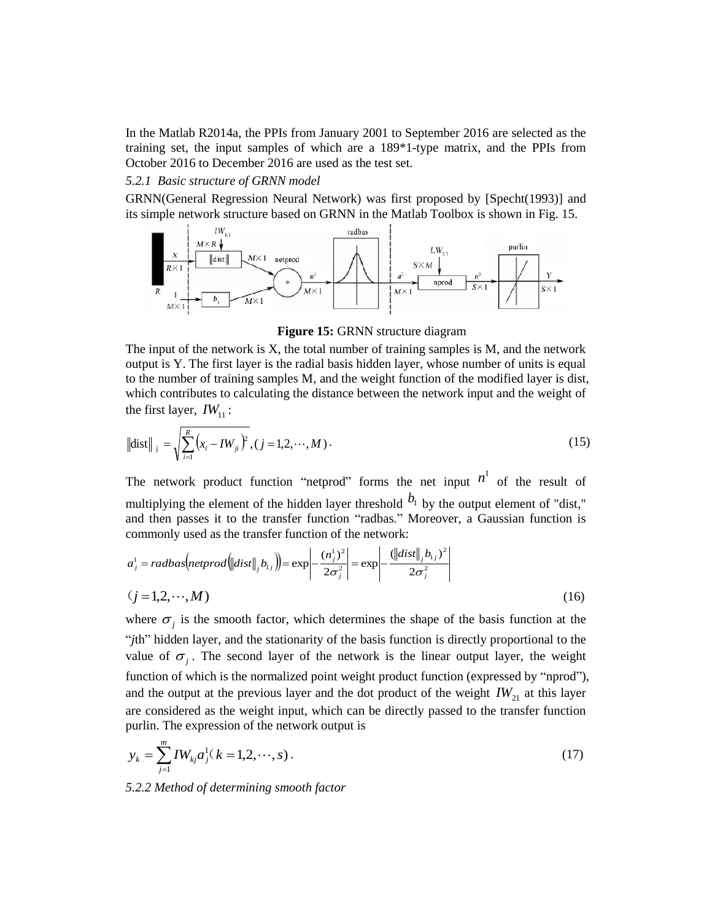In the Matlab R2014a, the PPIs from January 2001 to September 2016 are selected as the training set, the input samples of which are a 189*1-type matrix, and the PPIs from October 2016 to December 2016 are used as the test set.

*5.2.1 Basic structure of GRNN model*

GRNN(General Regression Neural Network) was first proposed by [Specht(1993)] and its simple network structure based on GRNN in the Matlab Toolbox is shown in Fig. 15.

**Figure 15:** GRNN structure diagram

The input of the network is X, the total number of training samples is M, and the network output is Y. The first layer is the radial basis hidden layer, whose number of units is equal to the number of training samples M, and the weight function of the modified layer is dist, which contributes to calculating the distance between the network input and the weight of the first layer, $IW_{11}$ :

$$\|\text{dist}\|_{j} = \sqrt{\sum_{i=1}^{R}\left(x_i - IW_{ji}\right)^2}, (j = 1,2,\cdots,M). \tag{15}$$

The network product function "netprod" forms the net input $n^1$ of the result of multiplying the element of the hidden layer threshold $b_1$ by the output element of "dist," and then passes it to the transfer function "radbas." Moreover, a Gaussian function is commonly used as the transfer function of the network:

$$a_j^1 = radbas\left(netprod\left(\|dist\|_j b_{1j}\right)\right) = \exp\left|-\frac{(n_j^1)^2}{2\sigma_j^2}\right| = \exp\left|-\frac{(\|dist\|_j b_{1j})^2}{2\sigma_j^2}\right|$$

$$(j = 1,2,\cdots,M) \tag{16}$$

where $\sigma_j$ is the smooth factor, which determines the shape of the basis function at the "*j*th" hidden layer, and the stationarity of the basis function is directly proportional to the value of $\sigma_j$. The second layer of the network is the linear output layer, the weight function of which is the normalized point weight product function (expressed by "nprod"), and the output at the previous layer and the dot product of the weight $IW_{21}$ at this layer are considered as the weight input, which can be directly passed to the transfer function purlin. The expression of the network output is

$$y_k = \sum_{j=1}^{m} IW_{kj} a_j^1 (k = 1,2,\cdots,s). \tag{17}$$

*5.2.2 Method of determining smooth factor*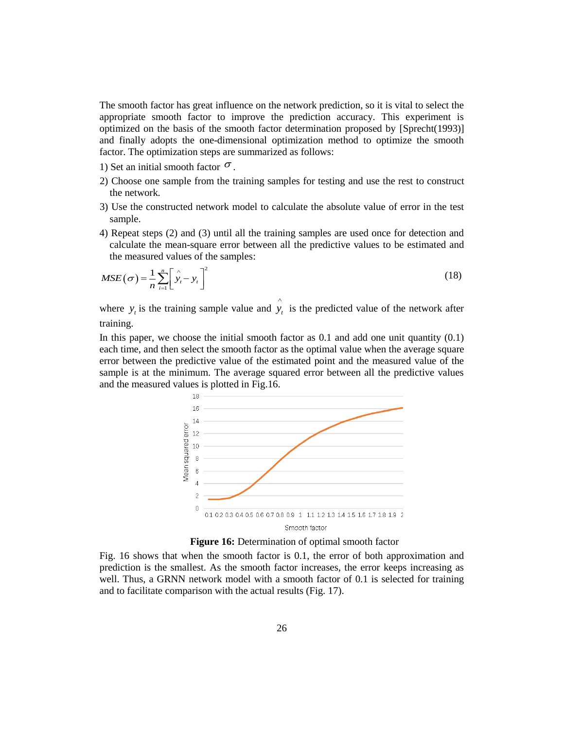The smooth factor has great influence on the network prediction, so it is vital to select the appropriate smooth factor to improve the prediction accuracy. This experiment is optimized on the basis of the smooth factor determination proposed by [Sprecht(1993)] and finally adopts the one-dimensional optimization method to optimize the smooth factor. The optimization steps are summarized as follows:

1) Set an initial smooth factor $\sigma$.
2) Choose one sample from the training samples for testing and use the rest to construct the network.
3) Use the constructed network model to calculate the absolute value of error in the test sample.
4) Repeat steps (2) and (3) until all the training samples are used once for detection and calculate the mean-square error between all the predictive values to be estimated and the measured values of the samples:

$$MSE(\sigma) = \frac{1}{n}\sum_{i=1}^{n}\left[\hat{y}_t - y_t\right]^2 \tag{18}$$

where $y_t$ is the training sample value and $\hat{y}_t$ is the predicted value of the network after training.

In this paper, we choose the initial smooth factor as 0.1 and add one unit quantity (0.1) each time, and then select the smooth factor as the optimal value when the average square error between the predictive value of the estimated point and the measured value of the sample is at the minimum. The average squared error between all the predictive values and the measured values is plotted in Fig.16.

**Figure 16:** Determination of optimal smooth factor

Fig. 16 shows that when the smooth factor is 0.1, the error of both approximation and prediction is the smallest. As the smooth factor increases, the error keeps increasing as well. Thus, a GRNN network model with a smooth factor of 0.1 is selected for training and to facilitate comparison with the actual results (Fig. 17).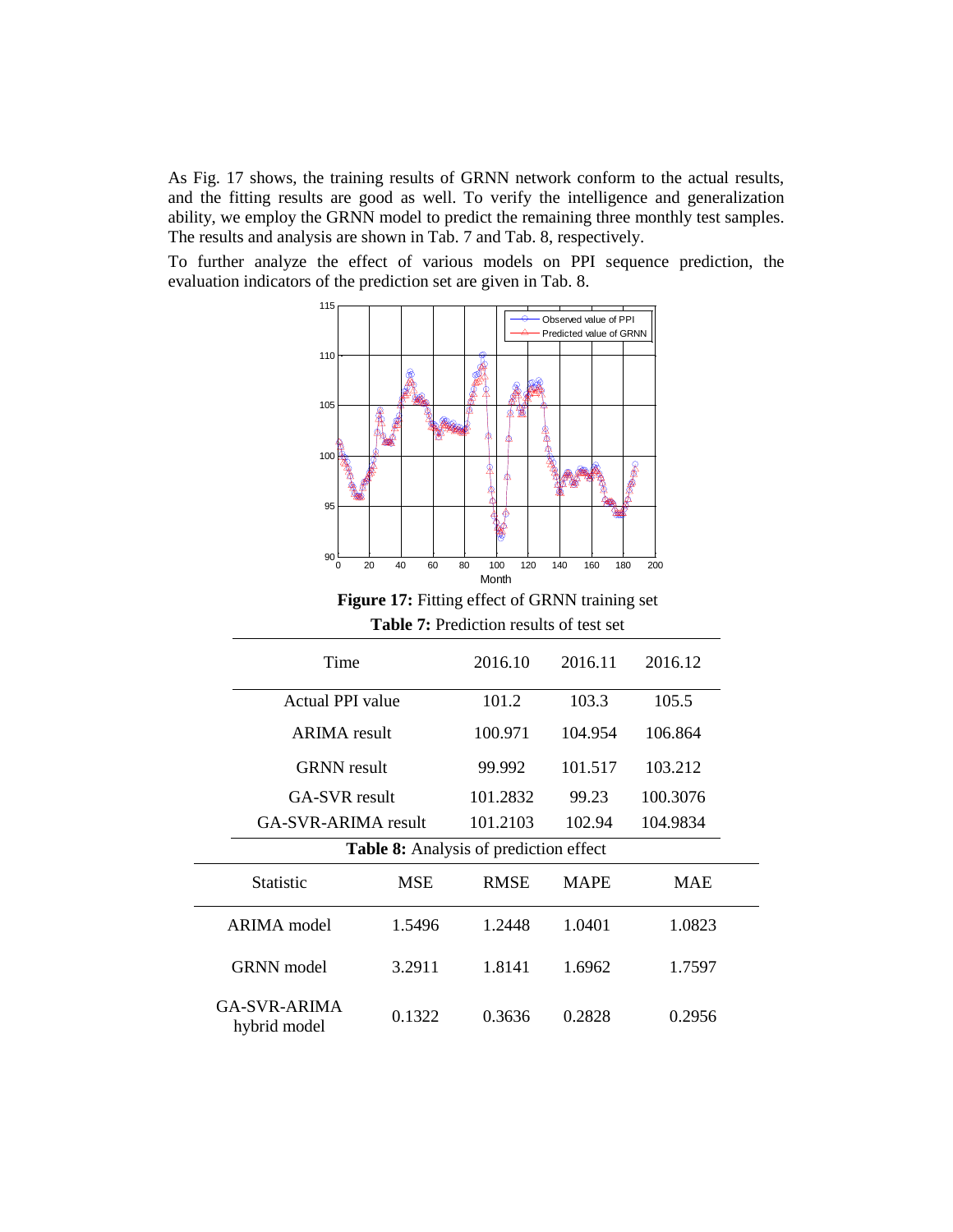As Fig. 17 shows, the training results of GRNN network conform to the actual results, and the fitting results are good as well. To verify the intelligence and generalization ability, we employ the GRNN model to predict the remaining three monthly test samples. The results and analysis are shown in Tab. 7 and Tab. 8, respectively.

To further analyze the effect of various models on PPI sequence prediction, the evaluation indicators of the prediction set are given in Tab. 8.

**Figure 17:** Fitting effect of GRNN training set

**Table 7:** Prediction results of test set

| Time | 2016.10 | 2016.11 | 2016.12 |
|---|---|---|---|
| Actual PPI value | 101.2 | 103.3 | 105.5 |
| ARIMA result | 100.971 | 104.954 | 106.864 |
| GRNN result | 99.992 | 101.517 | 103.212 |
| GA-SVR result | 101.2832 | 99.23 | 100.3076 |
| GA-SVR-ARIMA result | 101.2103 | 102.94 | 104.9834 |

**Table 8:** Analysis of prediction effect

| Statistic | MSE | RMSE | MAPE | MAE |
|---|---|---|---|---|
| ARIMA model | 1.5496 | 1.2448 | 1.0401 | 1.0823 |
| GRNN model | 3.2911 | 1.8141 | 1.6962 | 1.7597 |
| GA-SVR-ARIMA hybrid model | 0.1322 | 0.3636 | 0.2828 | 0.2956 |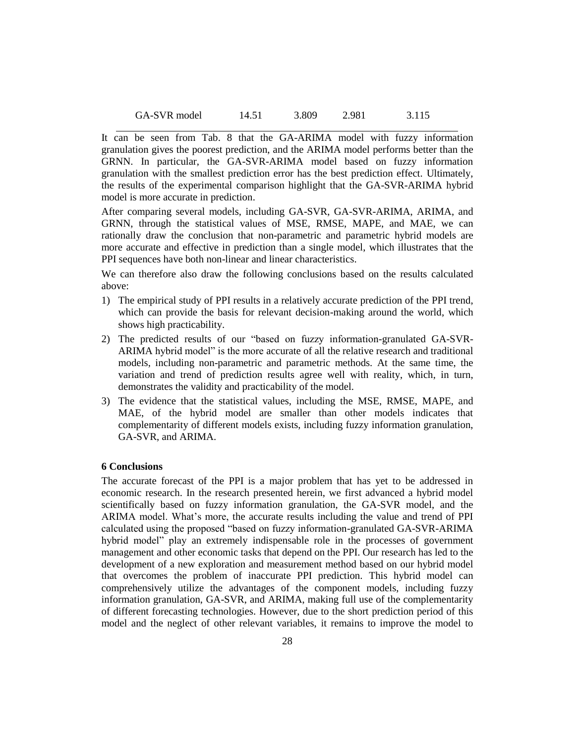| GA-SVR model | 14.51 | 3.809 | 2.981 | 3.115 |
|---|---|---|---|---|

It can be seen from Tab. 8 that the GA-ARIMA model with fuzzy information granulation gives the poorest prediction, and the ARIMA model performs better than the GRNN. In particular, the GA-SVR-ARIMA model based on fuzzy information granulation with the smallest prediction error has the best prediction effect. Ultimately, the results of the experimental comparison highlight that the GA-SVR-ARIMA hybrid model is more accurate in prediction.

After comparing several models, including GA-SVR, GA-SVR-ARIMA, ARIMA, and GRNN, through the statistical values of MSE, RMSE, MAPE, and MAE, we can rationally draw the conclusion that non-parametric and parametric hybrid models are more accurate and effective in prediction than a single model, which illustrates that the PPI sequences have both non-linear and linear characteristics.

We can therefore also draw the following conclusions based on the results calculated above:

1) The empirical study of PPI results in a relatively accurate prediction of the PPI trend, which can provide the basis for relevant decision-making around the world, which shows high practicability.
2) The predicted results of our "based on fuzzy information-granulated GA-SVR-ARIMA hybrid model" is the more accurate of all the relative research and traditional models, including non-parametric and parametric methods. At the same time, the variation and trend of prediction results agree well with reality, which, in turn, demonstrates the validity and practicability of the model.
3) The evidence that the statistical values, including the MSE, RMSE, MAPE, and MAE, of the hybrid model are smaller than other models indicates that complementarity of different models exists, including fuzzy information granulation, GA-SVR, and ARIMA.

## 6 Conclusions

The accurate forecast of the PPI is a major problem that has yet to be addressed in economic research. In the research presented herein, we first advanced a hybrid model scientifically based on fuzzy information granulation, the GA-SVR model, and the ARIMA model. What's more, the accurate results including the value and trend of PPI calculated using the proposed "based on fuzzy information-granulated GA-SVR-ARIMA hybrid model" play an extremely indispensable role in the processes of government management and other economic tasks that depend on the PPI. Our research has led to the development of a new exploration and measurement method based on our hybrid model that overcomes the problem of inaccurate PPI prediction. This hybrid model can comprehensively utilize the advantages of the component models, including fuzzy information granulation, GA-SVR, and ARIMA, making full use of the complementarity of different forecasting technologies. However, due to the short prediction period of this model and the neglect of other relevant variables, it remains to improve the model to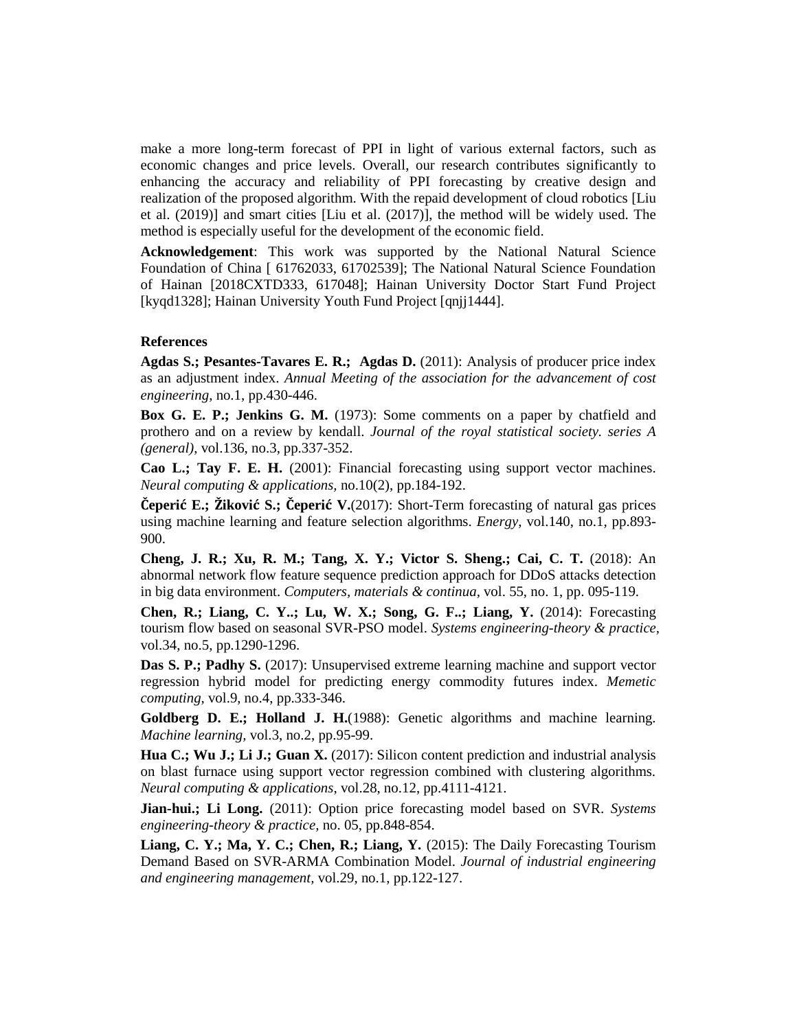make a more long-term forecast of PPI in light of various external factors, such as economic changes and price levels. Overall, our research contributes significantly to enhancing the accuracy and reliability of PPI forecasting by creative design and realization of the proposed algorithm. With the repaid development of cloud robotics [Liu et al. (2019)] and smart cities [Liu et al. (2017)], the method will be widely used. The method is especially useful for the development of the economic field.

**Acknowledgement**: This work was supported by the National Natural Science Foundation of China [ 61762033, 61702539]; The National Natural Science Foundation of Hainan [2018CXTD333, 617048]; Hainan University Doctor Start Fund Project [kyqd1328]; Hainan University Youth Fund Project [qnjj1444].

## References

**Agdas S.; Pesantes-Tavares E. R.; Agdas D.** (2011): Analysis of producer price index as an adjustment index. *Annual Meeting of the association for the advancement of cost engineering*, no.1, pp.430-446.

**Box G. E. P.; Jenkins G. M.** (1973): Some comments on a paper by chatfield and prothero and on a review by kendall. *Journal of the royal statistical society. series A (general)*, vol.136, no.3, pp.337-352.

**Cao L.; Tay F. E. H.** (2001): Financial forecasting using support vector machines. *Neural computing & applications*, no.10(2), pp.184-192.

**Čeperić E.; Žiković S.; Čeperić V.**(2017): Short-Term forecasting of natural gas prices using machine learning and feature selection algorithms. *Energy*, vol.140, no.1, pp.893-900.

**Cheng, J. R.; Xu, R. M.; Tang, X. Y.; Victor S. Sheng.; Cai, C. T.** (2018): An abnormal network flow feature sequence prediction approach for DDoS attacks detection in big data environment. *Computers, materials & continua*, vol. 55, no. 1, pp. 095-119.

**Chen, R.; Liang, C. Y..; Lu, W. X.; Song, G. F..; Liang, Y.** (2014): Forecasting tourism flow based on seasonal SVR-PSO model. *Systems engineering-theory & practice*, vol.34, no.5, pp.1290-1296.

**Das S. P.; Padhy S.** (2017): Unsupervised extreme learning machine and support vector regression hybrid model for predicting energy commodity futures index. *Memetic computing*, vol.9, no.4, pp.333-346.

**Goldberg D. E.; Holland J. H.**(1988): Genetic algorithms and machine learning. *Machine learning*, vol.3, no.2, pp.95-99.

**Hua C.; Wu J.; Li J.; Guan X.** (2017): Silicon content prediction and industrial analysis on blast furnace using support vector regression combined with clustering algorithms. *Neural computing & applications*, vol.28, no.12, pp.4111-4121.

**Jian-hui.; Li Long.** (2011): Option price forecasting model based on SVR. *Systems engineering-theory & practice*, no. 05, pp.848-854.

**Liang, C. Y.; Ma, Y. C.; Chen, R.; Liang, Y.** (2015): The Daily Forecasting Tourism Demand Based on SVR-ARMA Combination Model. *Journal of industrial engineering and engineering management*, vol.29, no.1, pp.122-127.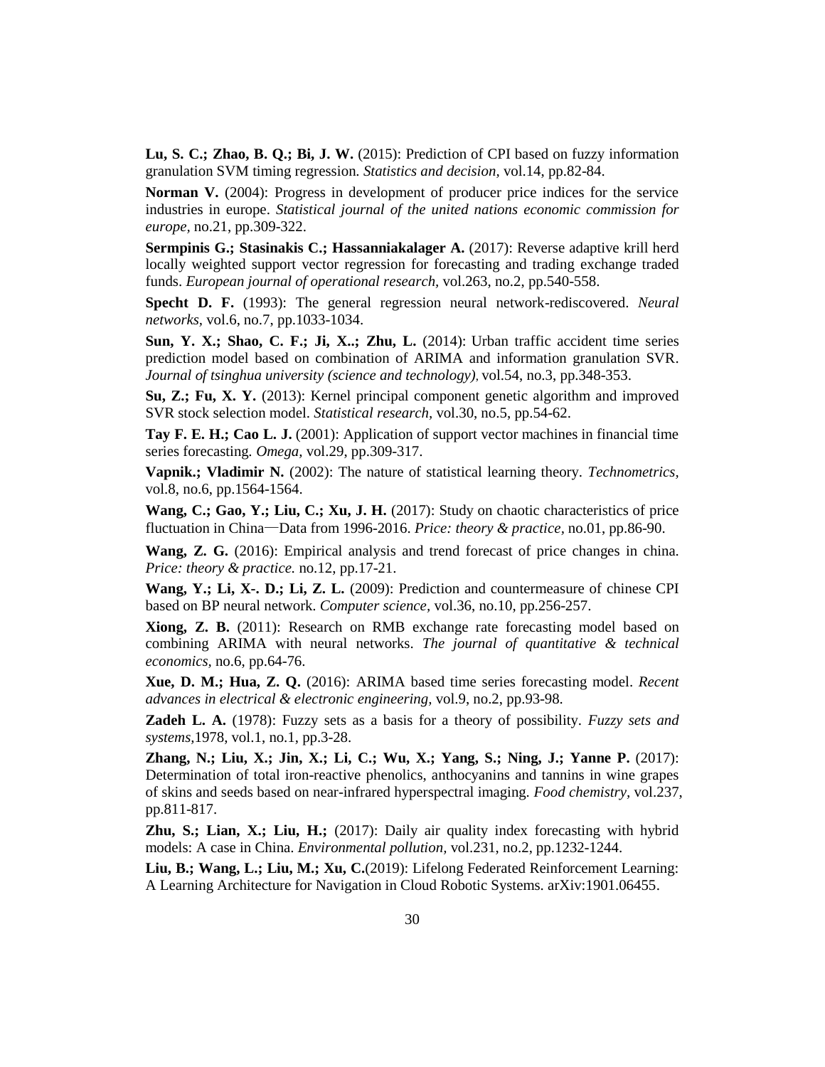**Lu, S. C.; Zhao, B. Q.; Bi, J. W.** (2015): Prediction of CPI based on fuzzy information granulation SVM timing regression. *Statistics and decision*, vol.14, pp.82-84.

**Norman V.** (2004): Progress in development of producer price indices for the service industries in europe. *Statistical journal of the united nations economic commission for europe*, no.21, pp.309-322.

**Sermpinis G.; Stasinakis C.; Hassanniakalager A.** (2017): Reverse adaptive krill herd locally weighted support vector regression for forecasting and trading exchange traded funds. *European journal of operational research*, vol.263, no.2, pp.540-558.

**Specht D. F.** (1993): The general regression neural network-rediscovered. *Neural networks*, vol.6, no.7, pp.1033-1034.

**Sun, Y. X.; Shao, C. F.; Ji, X..; Zhu, L.** (2014): Urban traffic accident time series prediction model based on combination of ARIMA and information granulation SVR. *Journal of tsinghua university (science and technology)*, vol.54, no.3, pp.348-353.

**Su, Z.; Fu, X. Y.** (2013): Kernel principal component genetic algorithm and improved SVR stock selection model. *Statistical research*, vol.30, no.5, pp.54-62.

**Tay F. E. H.; Cao L. J.** (2001): Application of support vector machines in financial time series forecasting. *Omega*, vol.29, pp.309-317.

**Vapnik.; Vladimir N.** (2002): The nature of statistical learning theory. *Technometrics*, vol.8, no.6, pp.1564-1564.

**Wang, C.; Gao, Y.; Liu, C.; Xu, J. H.** (2017): Study on chaotic characteristics of price fluctuation in China—Data from 1996-2016. *Price: theory & practice*, no.01, pp.86-90.

**Wang, Z. G.** (2016): Empirical analysis and trend forecast of price changes in china. *Price: theory & practice.* no.12, pp.17-21.

**Wang, Y.; Li, X-. D.; Li, Z. L.** (2009): Prediction and countermeasure of chinese CPI based on BP neural network. *Computer science*, vol.36, no.10, pp.256-257.

**Xiong, Z. B.** (2011): Research on RMB exchange rate forecasting model based on combining ARIMA with neural networks. *The journal of quantitative & technical economics*, no.6, pp.64-76.

**Xue, D. M.; Hua, Z. Q.** (2016): ARIMA based time series forecasting model. *Recent advances in electrical & electronic engineering*, vol.9, no.2, pp.93-98.

**Zadeh L. A.** (1978): Fuzzy sets as a basis for a theory of possibility. *Fuzzy sets and systems*,1978, vol.1, no.1, pp.3-28.

**Zhang, N.; Liu, X.; Jin, X.; Li, C.; Wu, X.; Yang, S.; Ning, J.; Yanne P.** (2017): Determination of total iron-reactive phenolics, anthocyanins and tannins in wine grapes of skins and seeds based on near-infrared hyperspectral imaging. *Food chemistry*, vol.237, pp.811-817.

**Zhu, S.; Lian, X.; Liu, H.;** (2017): Daily air quality index forecasting with hybrid models: A case in China. *Environmental pollution*, vol.231, no.2, pp.1232-1244.

**Liu, B.; Wang, L.; Liu, M.; Xu, C.**(2019): Lifelong Federated Reinforcement Learning: A Learning Architecture for Navigation in Cloud Robotic Systems. arXiv:1901.06455.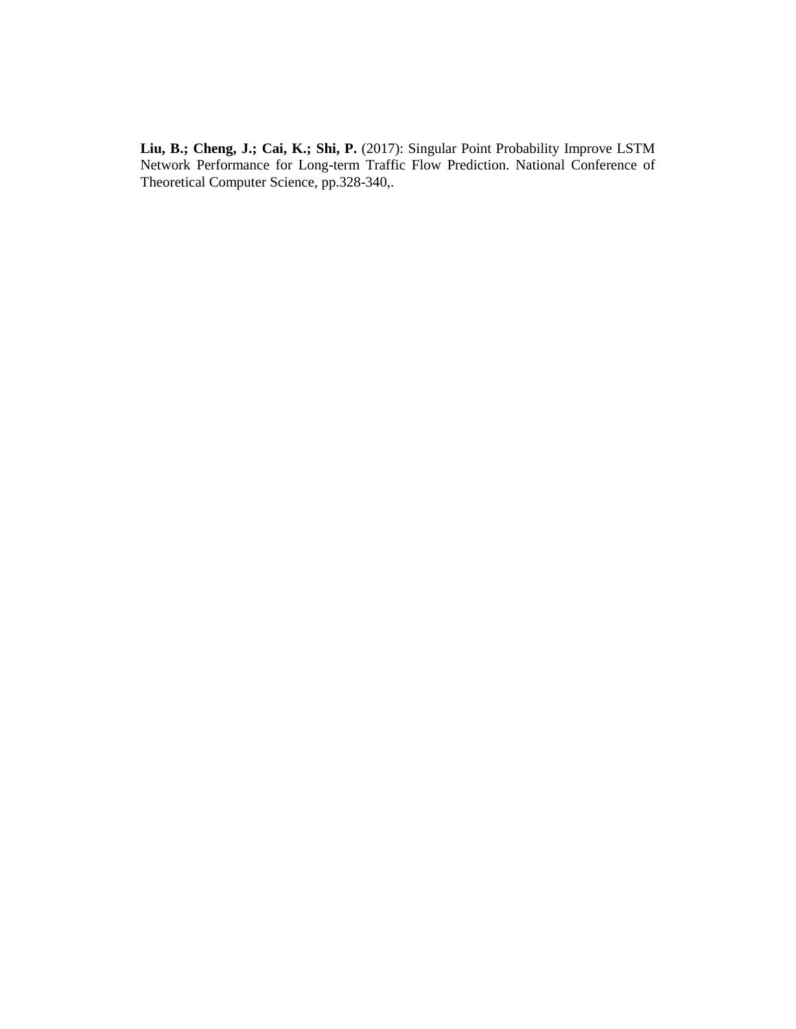**Liu, B.; Cheng, J.; Cai, K.; Shi, P.** (2017): Singular Point Probability Improve LSTM Network Performance for Long-term Traffic Flow Prediction. National Conference of Theoretical Computer Science, pp.328-340,.